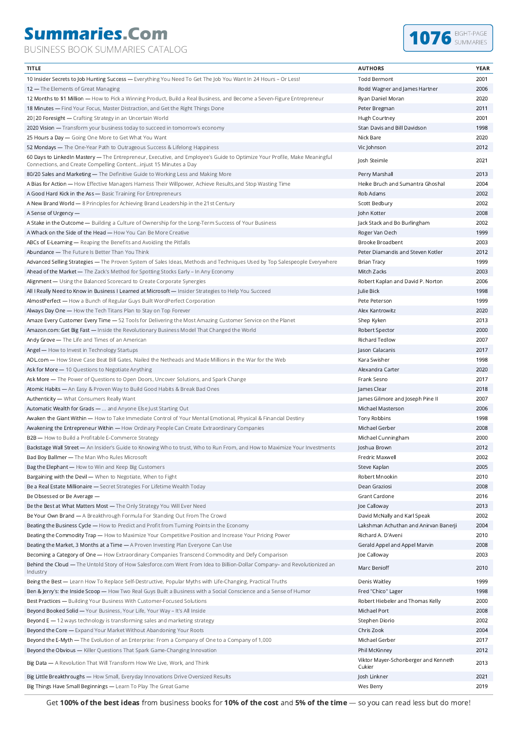# Summaries.Com

BUSINESS BOOK SUMMARIES CATALOG

**1076** EIGHT-PAGE SUMMARIES

| TITLE | AUTHORS | YEAR |
|---|---|---|
| 10 Insider Secrets to Job Hunting Success — Everything You Need To Get The Job You Want In 24 Hours – Or Less! | Todd Bermont | 2001 |
| 12 — The Elements of Great Managing | Rodd Wagner and James Hartner | 2006 |
| 12 Months to $1 Million — How to Pick a Winning Product, Build a Real Business, and Become a Seven-Figure Entrepreneur | Ryan Daniel Moran | 2020 |
| 18 Minutes — Find Your Focus, Master Distraction, and Get the Right Things Done | Peter Bregman | 2011 |
| 20\|20 Foresight — Crafting Strategy in an Uncertain World | Hugh Courtney | 2001 |
| 2020 Vision — Transform your business today to succeed in tomorrow's economy | Stan Davis and Bill Davidson | 1998 |
| 25 Hours a Day — Going One More to Get What You Want | Nick Bare | 2020 |
| 52 Mondays — The One-Year Path to Outrageous Success & Lifelong Happiness | Vic Johnson | 2012 |
| 60 Days to LinkedIn Mastery — The Entrepreneur, Executive, and Employee's Guide to Optimize Your Profile, Make Meaningful Connections, and Create Compelling Content...injust 15 Minutes a Day | Josh Steimle | 2021 |
| 80/20 Sales and Marketing — The Definitive Guide to Working Less and Making More | Perry Marshall | 2013 |
| A Bias for Action — How Effective Managers Harness Their Willpower, Achieve Results,and Stop Wasting Time | Heike Bruch and Sumantra Ghoshal | 2004 |
| A Good Hard Kick in the Ass — Basic Training For Entrepreneurs | Rob Adams | 2002 |
| A New Brand World — 8 Principles for Achieving Brand Leadership in the 21st Century | Scott Bedbury | 2002 |
| A Sense of Urgency — | John Kotter | 2008 |
| A Stake in the Outcome — Building a Culture of Ownership for the Long-Term Success of Your Business | Jack Stack and Bo Burlingham | 2002 |
| A Whack on the Side of the Head — How You Can Be More Creative | Roger Van Oech | 1999 |
| ABCs of E-Learning — Reaping the Benefits and Avoiding the Pitfalls | Brooke Broadbent | 2003 |
| Abundance — The Future Is Better Than You Think | Peter Diamandis and Steven Kotler | 2012 |
| Advanced Selling Strategies — The Proven System of Sales Ideas, Methods and Techniques Used by Top Salespeople Everywhere | Brian Tracy | 1999 |
| Ahead of the Market — The Zack's Method for Spotting Stocks Early – In Any Economy | Mitch Zacks | 2003 |
| Alignment — Using the Balanced Scorecard to Create Corporate Synergies | Robert Kaplan and David P. Norton | 2006 |
| All I Really Need to Know in Business I Learned at Microsoft — Insider Strategies to Help You Succeed | Julie Bick | 1998 |
| AlmostPerfect — How a Bunch of Regular Guys Built WordPerfect Corporation | Pete Peterson | 1999 |
| Always Day One — How the Tech Titans Plan to Stay on Top Forever | Alex Kantrowitz | 2020 |
| Amaze Every Customer Every Time — 52 Tools for Delivering the Most Amazing Customer Service on the Planet | Shep Kyken | 2013 |
| Amazon.com: Get Big Fast — Inside the Revolutionary Business Model That Changed the World | Robert Spector | 2000 |
| Andy Grove — The Life and Times of an American | Richard Tedlow | 2007 |
| Angel — How to Invest in Technology Startups | Jason Calacanis | 2017 |
| AOL.com — How Steve Case Beat Bill Gates, Nailed the Netheads and Made Millions in the War for the Web | Kara Swisher | 1998 |
| Ask for More — 10 Questions to Negotiate Anything | Alexandra Carter | 2020 |
| Ask More — The Power of Questions to Open Doors, Uncover Solutions, and Spark Change | Frank Sesno | 2017 |
| Atomic Habits — An Easy & Proven Way to Build Good Habits & Break Bad Ones | James Clear | 2018 |
| Authenticity — What Consumers Really Want | James Gilmore and Joseph Pine II | 2007 |
| Automatic Wealth for Grads — ... and Anyone Else Just Starting Out | Michael Masterson | 2006 |
| Awaken the Giant Within — How to Take Immediate Control of Your Mental Emotional, Physical & Financial Destiny | Tony Robbins | 1998 |
| Awakening the Entrepreneur Within — How Ordinary People Can Create Extraordinary Companies | Michael Gerber | 2008 |
| B2B — How to Build a Profitable E-Commerce Strategy | Michael Cunningham | 2000 |
| Backstage Wall Street — An Insider's Guide to Knowing Who to trust, Who to Run From, and How to Maximize Your Investments | Joshua Brown | 2012 |
| Bad Boy Ballmer — The Man Who Rules Microsoft | Fredric Maxwell | 2002 |
| Bag the Elephant — How to Win and Keep Big Customers | Steve Kaplan | 2005 |
| Bargaining with the Devil — When to Negotiate, When to Fight | Robert Mnookin | 2010 |
| Be a Real Estate Millionaire — Secret Strategies For Lifetime Wealth Today | Dean Graziosi | 2008 |
| Be Obsessed or Be Average — | Grant Cardone | 2016 |
| Be the Best at What Matters Most — The Only Strategy You Will Ever Need | Joe Calloway | 2013 |
| Be Your Own Brand — A Breakthrough Formula For Standing Out From The Crowd | David McNally and Karl Speak | 2002 |
| Beating the Business Cycle — How to Predict and Profit from Turning Points in the Economy | Lakshman Achuthan and Anirvan Banerji | 2004 |
| Beating the Commodity Trap — How to Maximize Your Competitive Position and Increase Your Pricing Power | Richard A. D'Aveni | 2010 |
| Beating the Market, 3 Months at a Time — A Proven Investing Plan Everyone Can Use | Gerald Appel and Appel Marvin | 2008 |
| Becoming a Category of One — How Extraordinary Companies Transcend Commodity and Defy Comparison | Joe Calloway | 2003 |
| Behind the Cloud — The Untold Story of How Salesforce.com Went From Idea to Billion-Dollar Company– and Revolutionized an Industry | Marc Benioff | 2010 |
| Being the Best — Learn How To Replace Self-Destructive, Popular Myths with Life-Changing, Practical Truths | Denis Waitley | 1999 |
| Ben & Jerry's: the Inside Scoop — How Two Real Guys Built a Business with a Social Conscience and a Sense of Humor | Fred "Chico" Lager | 1998 |
| Best Practices — Building Your Business With Customer-Focused Solutions | Robert Hiebeler and Thomas Kelly | 2000 |
| Beyond Booked Solid — Your Business, Your Life, Your Way – It's All Inside | Michael Port | 2008 |
| Beyond E — 12 ways technology is transforming sales and marketing strategy | Stephen Diorio | 2002 |
| Beyond the Core — Expand Your Market Without Abandoning Your Roots | Chris Zook | 2004 |
| Beyond the E-Myth — The Evolution of an Enterprise: From a Company of One to a Company of 1,000 | Michael Gerber | 2017 |
| Beyond the Obvious — Killer Questions That Spark Game-Changing Innovation | Phil McKinney | 2012 |
| Big Data — A Revolution That Will Transform How We Live, Work, and Think | Viktor Mayer-Schonberger and Kenneth Cukier | 2013 |
| Big Little Breakthroughs — How Small, Everyday Innovations Drive Oversized Results | Josh Linkner | 2021 |
| Big Things Have Small Beginnings — Learn To Play The Great Game | Wes Berry | 2019 |

Get **100% of the best ideas** from business books for **10% of the cost** and **5% of the time** — so you can read less but do more!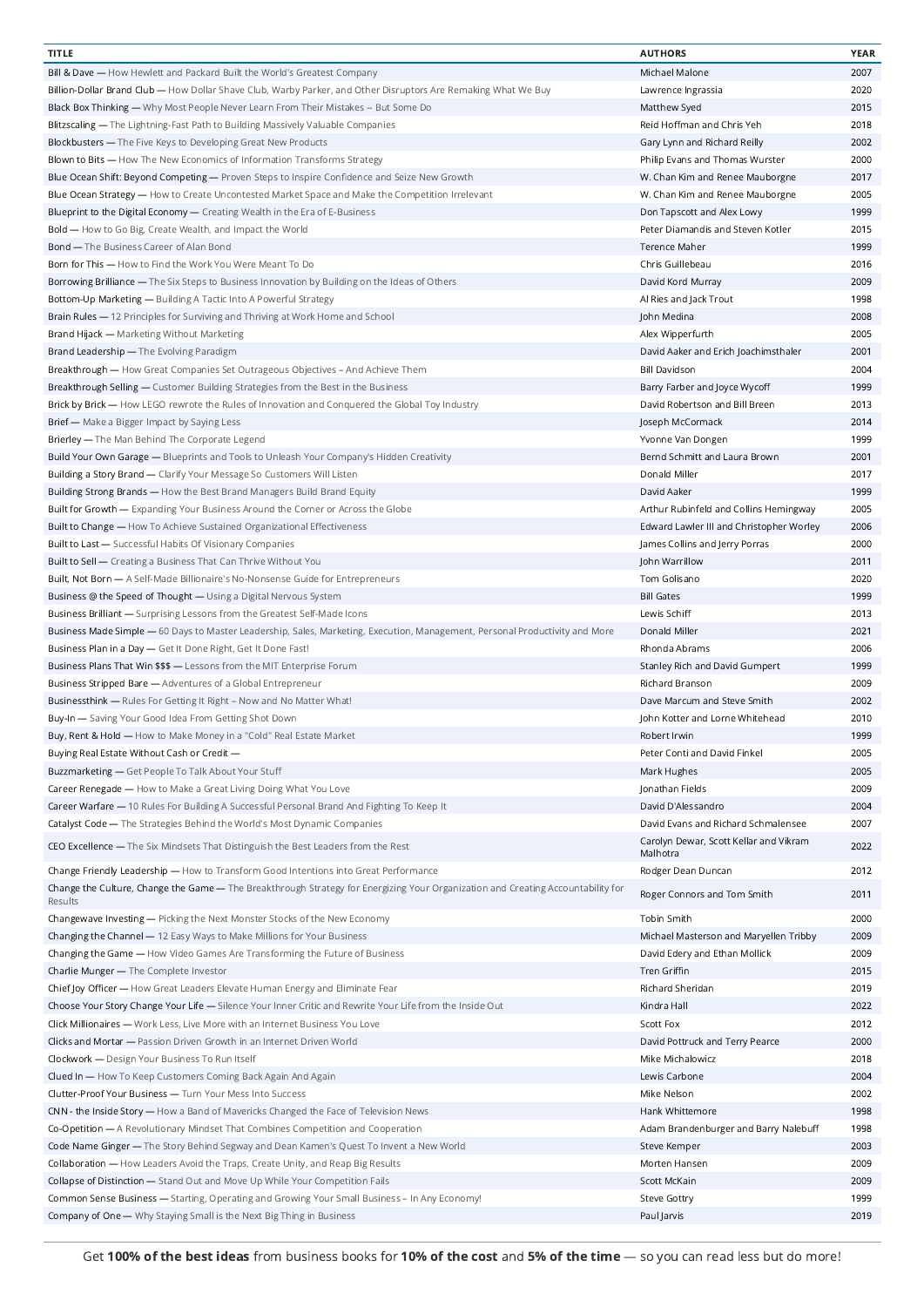| TITLE | AUTHORS | YEAR |
|---|---|---|
| Bill & Dave — How Hewlett and Packard Built the World's Greatest Company | Michael Malone | 2007 |
| Billion-Dollar Brand Club — How Dollar Shave Club, Warby Parker, and Other Disruptors Are Remaking What We Buy | Lawrence Ingrassia | 2020 |
| Black Box Thinking — Why Most People Never Learn From Their Mistakes – But Some Do | Matthew Syed | 2015 |
| Blitzscaling — The Lightning-Fast Path to Building Massively Valuable Companies | Reid Hoffman and Chris Yeh | 2018 |
| Blockbusters — The Five Keys to Developing Great New Products | Gary Lynn and Richard Reilly | 2002 |
| Blown to Bits — How The New Economics of Information Transforms Strategy | Philip Evans and Thomas Wurster | 2000 |
| Blue Ocean Shift: Beyond Competing — Proven Steps to Inspire Confidence and Seize New Growth | W. Chan Kim and Renee Mauborgne | 2017 |
| Blue Ocean Strategy — How to Create Uncontested Market Space and Make the Competition Irrelevant | W. Chan Kim and Renee Mauborgne | 2005 |
| Blueprint to the Digital Economy — Creating Wealth in the Era of E-Business | Don Tapscott and Alex Lowy | 1999 |
| Bold — How to Go Big, Create Wealth, and Impact the World | Peter Diamandis and Steven Kotler | 2015 |
| Bond — The Business Career of Alan Bond | Terence Maher | 1999 |
| Born for This — How to Find the Work You Were Meant To Do | Chris Guillebeau | 2016 |
| Borrowing Brilliance — The Six Steps to Business Innovation by Building on the Ideas of Others | David Kord Murray | 2009 |
| Bottom-Up Marketing — Building A Tactic Into A Powerful Strategy | Al Ries and Jack Trout | 1998 |
| Brain Rules — 12 Principles for Surviving and Thriving at Work Home and School | John Medina | 2008 |
| Brand Hijack — Marketing Without Marketing | Alex Wipperfurth | 2005 |
| Brand Leadership — The Evolving Paradigm | David Aaker and Erich Joachimsthaler | 2001 |
| Breakthrough — How Great Companies Set Outrageous Objectives – And Achieve Them | Bill Davidson | 2004 |
| Breakthrough Selling — Customer Building Strategies from the Best in the Business | Barry Farber and Joyce Wycoff | 1999 |
| Brick by Brick — How LEGO rewrote the Rules of Innovation and Conquered the Global Toy Industry | David Robertson and Bill Breen | 2013 |
| Brief — Make a Bigger Impact by Saying Less | Joseph McCormack | 2014 |
| Brierley — The Man Behind The Corporate Legend | Yvonne Van Dongen | 1999 |
| Build Your Own Garage — Blueprints and Tools to Unleash Your Company's Hidden Creativity | Bernd Schmitt and Laura Brown | 2001 |
| Building a Story Brand — Clarify Your Message So Customers Will Listen | Donald Miller | 2017 |
| Building Strong Brands — How the Best Brand Managers Build Brand Equity | David Aaker | 1999 |
| Built for Growth — Expanding Your Business Around the Corner or Across the Globe | Arthur Rubinfeld and Collins Hemingway | 2005 |
| Built to Change — How To Achieve Sustained Organizational Effectiveness | Edward Lawler III and Christopher Worley | 2006 |
| Built to Last — Successful Habits Of Visionary Companies | James Collins and Jerry Porras | 2000 |
| Built to Sell — Creating a Business That Can Thrive Without You | John Warrillow | 2011 |
| Built, Not Born — A Self-Made Billionaire's No-Nonsense Guide for Entrepreneurs | Tom Golisano | 2020 |
| Business @ the Speed of Thought — Using a Digital Nervous System | Bill Gates | 1999 |
| Business Brilliant — Surprising Lessons from the Greatest Self-Made Icons | Lewis Schiff | 2013 |
| Business Made Simple — 60 Days to Master Leadership, Sales, Marketing, Execution, Management, Personal Productivity and More | Donald Miller | 2021 |
| Business Plan in a Day — Get It Done Right, Get It Done Fast! | Rhonda Abrams | 2006 |
| Business Plans That Win $$$ — Lessons from the MIT Enterprise Forum | Stanley Rich and David Gumpert | 1999 |
| Business Stripped Bare — Adventures of a Global Entrepreneur | Richard Branson | 2009 |
| Businessthink — Rules For Getting It Right – Now and No Matter What! | Dave Marcum and Steve Smith | 2002 |
| Buy-In — Saving Your Good Idea From Getting Shot Down | John Kotter and Lorne Whitehead | 2010 |
| Buy, Rent & Hold — How to Make Money in a "Cold" Real Estate Market | Robert Irwin | 1999 |
| Buying Real Estate Without Cash or Credit — | Peter Conti and David Finkel | 2005 |
| Buzzmarketing — Get People To Talk About Your Stuff | Mark Hughes | 2005 |
| Career Renegade — How to Make a Great Living Doing What You Love | Jonathan Fields | 2009 |
| Career Warfare — 10 Rules For Building A Successful Personal Brand And Fighting To Keep It | David D'Alessandro | 2004 |
| Catalyst Code — The Strategies Behind the World's Most Dynamic Companies | David Evans and Richard Schmalensee | 2007 |
| CEO Excellence — The Six Mindsets That Distinguish the Best Leaders from the Rest | Carolyn Dewar, Scott Kellar and Vikram Malhotra | 2022 |
| Change Friendly Leadership — How to Transform Good Intentions into Great Performance | Rodger Dean Duncan | 2012 |
| Change the Culture, Change the Game — The Breakthrough Strategy for Energizing Your Organization and Creating Accountability for Results | Roger Connors and Tom Smith | 2011 |
| Changewave Investing — Picking the Next Monster Stocks of the New Economy | Tobin Smith | 2000 |
| Changing the Channel — 12 Easy Ways to Make Millions for Your Business | Michael Masterson and Maryellen Tribby | 2009 |
| Changing the Game — How Video Games Are Transforming the Future of Business | David Edery and Ethan Mollick | 2009 |
| Charlie Munger — The Complete Investor | Tren Griffin | 2015 |
| Chief Joy Officer — How Great Leaders Elevate Human Energy and Eliminate Fear | Richard Sheridan | 2019 |
| Choose Your Story Change Your Life — Silence Your Inner Critic and Rewrite Your Life from the Inside Out | Kindra Hall | 2022 |
| Click Millionaires — Work Less, Live More with an Internet Business You Love | Scott Fox | 2012 |
| Clicks and Mortar — Passion Driven Growth in an Internet Driven World | David Pottruck and Terry Pearce | 2000 |
| Clockwork — Design Your Business To Run Itself | Mike Michalowicz | 2018 |
| Clued In — How To Keep Customers Coming Back Again And Again | Lewis Carbone | 2004 |
| Clutter-Proof Your Business — Turn Your Mess Into Success | Mike Nelson | 2002 |
| CNN - the Inside Story — How a Band of Mavericks Changed the Face of Television News | Hank Whittemore | 1998 |
| Co-Opetition — A Revolutionary Mindset That Combines Competition and Cooperation | Adam Brandenburger and Barry Nalebuff | 1998 |
| Code Name Ginger — The Story Behind Segway and Dean Kamen's Quest To Invent a New World | Steve Kemper | 2003 |
| Collaboration — How Leaders Avoid the Traps, Create Unity, and Reap Big Results | Morten Hansen | 2009 |
| Collapse of Distinction — Stand Out and Move Up While Your Competition Fails | Scott McKain | 2009 |
| Common Sense Business — Starting, Operating and Growing Your Small Business – In Any Economy! | Steve Gottry | 1999 |
| Company of One — Why Staying Small is the Next Big Thing in Business | Paul Jarvis | 2019 |

Get **100% of the best ideas** from business books for **10% of the cost** and **5% of the time** — so you can read less but do more!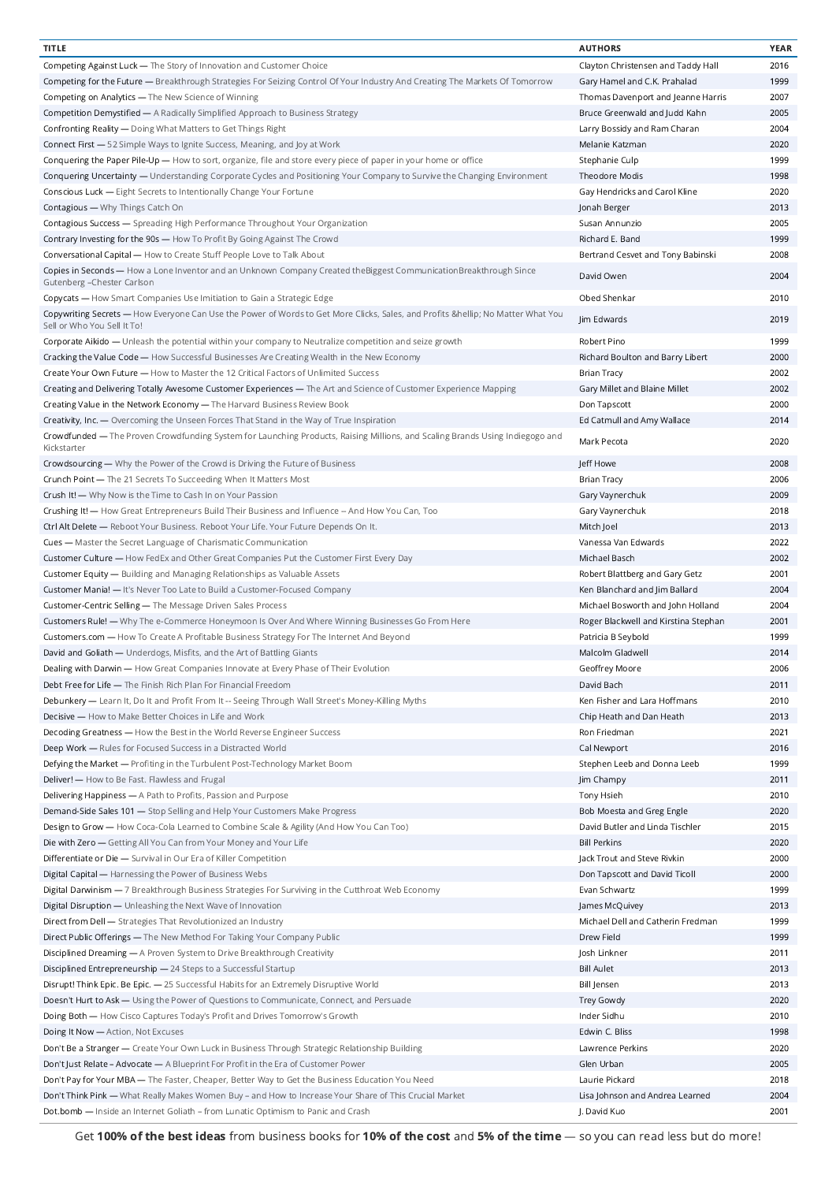| TITLE | AUTHORS | YEAR |
|---|---|---|
| Competing Against Luck — The Story of Innovation and Customer Choice | Clayton Christensen and Taddy Hall | 2016 |
| Competing for the Future — Breakthrough Strategies For Seizing Control Of Your Industry And Creating The Markets Of Tomorrow | Gary Hamel and C.K. Prahalad | 1999 |
| Competing on Analytics — The New Science of Winning | Thomas Davenport and Jeanne Harris | 2007 |
| Competition Demystified — A Radically Simplified Approach to Business Strategy | Bruce Greenwald and Judd Kahn | 2005 |
| Confronting Reality — Doing What Matters to Get Things Right | Larry Bossidy and Ram Charan | 2004 |
| Connect First — 52 Simple Ways to Ignite Success, Meaning, and Joy at Work | Melanie Katzman | 2020 |
| Conquering the Paper Pile-Up — How to sort, organize, file and store every piece of paper in your home or office | Stephanie Culp | 1999 |
| Conquering Uncertainty — Understanding Corporate Cycles and Positioning Your Company to Survive the Changing Environment | Theodore Modis | 1998 |
| Conscious Luck — Eight Secrets to Intentionally Change Your Fortune | Gay Hendricks and Carol Kline | 2020 |
| Contagious — Why Things Catch On | Jonah Berger | 2013 |
| Contagious Success — Spreading High Performance Throughout Your Organization | Susan Annunzio | 2005 |
| Contrary Investing for the 90s — How To Profit By Going Against The Crowd | Richard E. Band | 1999 |
| Conversational Capital — How to Create Stuff People Love to Talk About | Bertrand Cesvet and Tony Babinski | 2008 |
| Copies in Seconds — How a Lone Inventor and an Unknown Company Created theBiggest CommunicationBreakthrough Since Gutenberg –Chester Carlson | David Owen | 2004 |
| Copycats — How Smart Companies Use Imitiation to Gain a Strategic Edge | Obed Shenkar | 2010 |
| Copywriting Secrets — How Everyone Can Use the Power of Words to Get More Clicks, Sales, and Profits &hellip; No Matter What You Sell or Who You Sell It To! | Jim Edwards | 2019 |
| Corporate Aikido — Unleash the potential within your company to Neutralize competition and seize growth | Robert Pino | 1999 |
| Cracking the Value Code — How Successful Businesses Are Creating Wealth in the New Economy | Richard Boulton and Barry Libert | 2000 |
| Create Your Own Future — How to Master the 12 Critical Factors of Unlimited Success | Brian Tracy | 2002 |
| Creating and Delivering Totally Awesome Customer Experiences — The Art and Science of Customer Experience Mapping | Gary Millet and Blaine Millet | 2002 |
| Creating Value in the Network Economy — The Harvard Business Review Book | Don Tapscott | 2000 |
| Creativity, Inc. — Overcoming the Unseen Forces That Stand in the Way of True Inspiration | Ed Catmull and Amy Wallace | 2014 |
| Crowdfunded — The Proven Crowdfunding System for Launching Products, Raising Millions, and Scaling Brands Using Indiegogo and Kickstarter | Mark Pecota | 2020 |
| Crowdsourcing — Why the Power of the Crowd is Driving the Future of Business | Jeff Howe | 2008 |
| Crunch Point — The 21 Secrets To Succeeding When It Matters Most | Brian Tracy | 2006 |
| Crush It! — Why Now is the Time to Cash In on Your Passion | Gary Vaynerchuk | 2009 |
| Crushing It! — How Great Entrepreneurs Build Their Business and Influence – And How You Can, Too | Gary Vaynerchuk | 2018 |
| Ctrl Alt Delete — Reboot Your Business. Reboot Your Life. Your Future Depends On It. | Mitch Joel | 2013 |
| Cues — Master the Secret Language of Charismatic Communication | Vanessa Van Edwards | 2022 |
| Customer Culture — How FedEx and Other Great Companies Put the Customer First Every Day | Michael Basch | 2002 |
| Customer Equity — Building and Managing Relationships as Valuable Assets | Robert Blattberg and Gary Getz | 2001 |
| Customer Mania! — It's Never Too Late to Build a Customer-Focused Company | Ken Blanchard and Jim Ballard | 2004 |
| Customer-Centric Selling — The Message Driven Sales Process | Michael Bosworth and John Holland | 2004 |
| Customers Rule! — Why The e-Commerce Honeymoon Is Over And Where Winning Businesses Go From Here | Roger Blackwell and Kirstina Stephan | 2001 |
| Customers.com — How To Create A Profitable Business Strategy For The Internet And Beyond | Patricia B Seybold | 1999 |
| David and Goliath — Underdogs, Misfits, and the Art of Battling Giants | Malcolm Gladwell | 2014 |
| Dealing with Darwin — How Great Companies Innovate at Every Phase of Their Evolution | Geoffrey Moore | 2006 |
| Debt Free for Life — The Finish Rich Plan For Financial Freedom | David Bach | 2011 |
| Debunkery — Learn It, Do It and Profit From It -- Seeing Through Wall Street's Money-Killing Myths | Ken Fisher and Lara Hoffmans | 2010 |
| Decisive — How to Make Better Choices in Life and Work | Chip Heath and Dan Heath | 2013 |
| Decoding Greatness — How the Best in the World Reverse Engineer Success | Ron Friedman | 2021 |
| Deep Work — Rules for Focused Success in a Distracted World | Cal Newport | 2016 |
| Defying the Market — Profiting in the Turbulent Post-Technology Market Boom | Stephen Leeb and Donna Leeb | 1999 |
| Deliver! — How to Be Fast. Flawless and Frugal | Jim Champy | 2011 |
| Delivering Happiness — A Path to Profits, Passion and Purpose | Tony Hsieh | 2010 |
| Demand-Side Sales 101 — Stop Selling and Help Your Customers Make Progress | Bob Moesta and Greg Engle | 2020 |
| Design to Grow — How Coca-Cola Learned to Combine Scale & Agility (And How You Can Too) | David Butler and Linda Tischler | 2015 |
| Die with Zero — Getting All You Can from Your Money and Your Life | Bill Perkins | 2020 |
| Differentiate or Die — Survival in Our Era of Killer Competition | Jack Trout and Steve Rivkin | 2000 |
| Digital Capital — Harnessing the Power of Business Webs | Don Tapscott and David Ticoll | 2000 |
| Digital Darwinism — 7 Breakthrough Business Strategies For Surviving in the Cutthroat Web Economy | Evan Schwartz | 1999 |
| Digital Disruption — Unleashing the Next Wave of Innovation | James McQuivey | 2013 |
| Direct from Dell — Strategies That Revolutionized an Industry | Michael Dell and Catherin Fredman | 1999 |
| Direct Public Offerings — The New Method For Taking Your Company Public | Drew Field | 1999 |
| Disciplined Dreaming — A Proven System to Drive Breakthrough Creativity | Josh Linkner | 2011 |
| Disciplined Entrepreneurship — 24 Steps to a Successful Startup | Bill Aulet | 2013 |
| Disrupt! Think Epic. Be Epic. — 25 Successful Habits for an Extremely Disruptive World | Bill Jensen | 2013 |
| Doesn't Hurt to Ask — Using the Power of Questions to Communicate, Connect, and Persuade | Trey Gowdy | 2020 |
| Doing Both — How Cisco Captures Today's Profit and Drives Tomorrow's Growth | Inder Sidhu | 2010 |
| Doing It Now — Action, Not Excuses | Edwin C. Bliss | 1998 |
| Don't Be a Stranger — Create Your Own Luck in Business Through Strategic Relationship Building | Lawrence Perkins | 2020 |
| Don't Just Relate – Advocate — A Blueprint For Profit in the Era of Customer Power | Glen Urban | 2005 |
| Don't Pay for Your MBA — The Faster, Cheaper, Better Way to Get the Business Education You Need | Laurie Pickard | 2018 |
| Don't Think Pink — What Really Makes Women Buy – and How to Increase Your Share of This Crucial Market | Lisa Johnson and Andrea Learned | 2004 |
| Dot.bomb — Inside an Internet Goliath – from Lunatic Optimism to Panic and Crash | J. David Kuo | 2001 |

Get **100% of the best ideas** from business books for **10% of the cost** and **5% of the time** — so you can read less but do more!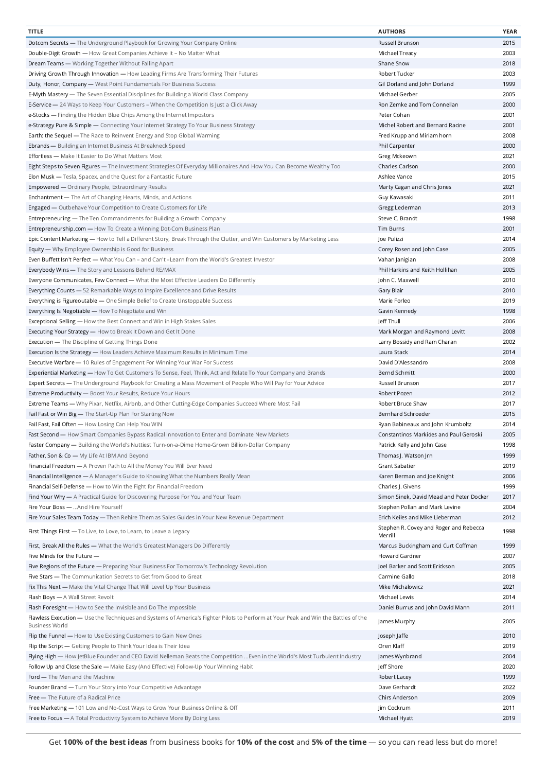| TITLE | AUTHORS | YEAR |
|---|---|---|
| Dotcom Secrets — The Underground Playbook for Growing Your Company Online | Russell Brunson | 2015 |
| Double-Digit Growth — How Great Companies Achieve It – No Matter What | Michael Treacy | 2003 |
| Dream Teams — Working Together Without Falling Apart | Shane Snow | 2018 |
| Driving Growth Through Innovation — How Leading Firms Are Transforming Their Futures | Robert Tucker | 2003 |
| Duty, Honor, Company — West Point Fundamentals For Business Success | Gil Dorland and John Dorland | 1999 |
| E-Myth Mastery — The Seven Essential Disciplines for Building a World Class Company | Michael Gerber | 2005 |
| E-Service — 24 Ways to Keep Your Customers – When the Competition Is Just a Click Away | Ron Zemke and Tom Connellan | 2000 |
| e-Stocks — Finding the Hidden Blue Chips Among the Internet Impostors | Peter Cohan | 2001 |
| e-Strategy Pure & Simple — Connecting Your Internet Strategy To Your Business Strategy | Michel Robert and Bernard Racine | 2001 |
| Earth: the Sequel — The Race to Reinvent Energy and Stop Global Warming | Fred Krupp and Miriam horn | 2008 |
| Ebrands — Building an Internet Business At Breakneck Speed | Phil Carpenter | 2000 |
| Effortless — Make It Easier to Do What Matters Most | Greg Mckeown | 2021 |
| Eight Steps to Seven Figures — The Investment Strategies Of Everyday Millionaires And How You Can Become Wealthy Too | Charles Carlson | 2000 |
| Elon Musk — Tesla, Spacex, and the Quest for a Fantastic Future | Ashlee Vance | 2015 |
| Empowered — Ordinary People, Extraordinary Results | Marty Cagan and Chris Jones | 2021 |
| Enchantment — The Art of Changing Hearts, Minds, and Actions | Guy Kawasaki | 2011 |
| Engaged — Outbehave Your Competition to Create Customers for Life | Gregg Lederman | 2013 |
| Entrepreneuring — The Ten Commandments for Building a Growth Company | Steve C. Brandt | 1998 |
| Entrepreneurship.com — How To Create a Winning Dot-Com Business Plan | Tim Burns | 2001 |
| Epic Content Marketing — How to Tell a Different Story, Break Through the Clutter, and Win Customers by Marketing Less | Joe Pulizzi | 2014 |
| Equity — Why Employee Ownership is Good for Business | Corey Rosen and John Case | 2005 |
| Even Buffett Isn't Perfect — What You Can – and Can't –Learn from the World's Greatest Investor | Vahan Janigian | 2008 |
| Everybody Wins — The Story and Lessons Behind RE/MAX | Phil Harkins and Keith Hollihan | 2005 |
| Everyone Communicates, Few Connect — What the Most Effective Leaders Do Differently | John C. Maxwell | 2010 |
| Everything Counts — 52 Remarkable Ways to Inspire Excellence and Drive Results | Gary Blair | 2010 |
| Everything is Figureoutable — One Simple Belief to Create Unstoppable Success | Marie Forleo | 2019 |
| Everything Is Negotiable — How To Negotiate and Win | Gavin Kennedy | 1998 |
| Exceptional Selling — How the Best Connect and Win in High Stakes Sales | Jeff Thull | 2006 |
| Executing Your Strategy — How to Break It Down and Get It Done | Mark Morgan and Raymond Levitt | 2008 |
| Execution — The Discipline of Getting Things Done | Larry Bossidy and Ram Charan | 2002 |
| Execution Is the Strategy — How Leaders Achieve Maximum Results in Minimum Time | Laura Stack | 2014 |
| Executive Warfare — 10 Rules of Engagement For Winning Your War For Success | David D'Alessandro | 2008 |
| Experiential Marketing — How To Get Customers To Sense, Feel, Think, Act and Relate To Your Company and Brands | Bernd Schmitt | 2000 |
| Expert Secrets — The Underground Playbook for Creating a Mass Movement of People Who Will Pay for Your Advice | Russell Brunson | 2017 |
| Extreme Productivity — Boost Your Results, Reduce Your Hours | Robert Pozen | 2012 |
| Extreme Teams — Why Pixar, Netflix, Airbnb, and Other Cutting-Edge Companies Succeed Where Most Fail | Robert Bruce Shaw | 2017 |
| Fail Fast or Win Big — The Start-Up Plan For Starting Now | Bernhard Schroeder | 2015 |
| Fail Fast, Fail Often — How Losing Can Help You WIN | Ryan Babineaux and John Krumboltz | 2014 |
| Fast Second — How Smart Companies Bypass Radical Innovation to Enter and Dominate New Markets | Constantinos Markides and Paul Geroski | 2005 |
| Faster Company — Building the World's Nuttiest Turn-on-a-Dime Home-Grown Billion-Dollar Company | Patrick Kelly and John Case | 1998 |
| Father, Son & Co — My Life At IBM And Beyond | Thomas J. Watson Jrn | 1999 |
| Financial Freedom — A Proven Path to All the Money You Will Ever Need | Grant Sabatier | 2019 |
| Financial Intelligence — A Manager's Guide to Knowing What the Numbers Really Mean | Karen Berman and Joe Knight | 2006 |
| Financial Self-Defense — How to Win the Fight for Financial Freedom | Charles J. Givens | 1999 |
| Find Your Why — A Practical Guide for Discovering Purpose For You and Your Team | Simon Sinek, David Mead and Peter Docker | 2017 |
| Fire Your Boss — ...And Hire Yourself | Stephen Pollan and Mark Levine | 2004 |
| Fire Your Sales Team Today — Then Rehire Them as Sales Guides in Your New Revenue Department | Erich Keiles and Mike Lieberman | 2012 |
| First Things First — To Live, to Love, to Learn, to Leave a Legacy | Stephen R. Covey and Roger and Rebecca Merrill | 1998 |
| First, Break All the Rules — What the World's Greatest Managers Do Differently | Marcus Buckingham and Curt Coffman | 1999 |
| Five Minds for the Future — | Howard Gardner | 2007 |
| Five Regions of the Future — Preparing Your Business For Tomorrow's Technology Revolution | Joel Barker and Scott Erickson | 2005 |
| Five Stars — The Communication Secrets to Get from Good to Great | Carmine Gallo | 2018 |
| Fix This Next — Make the Vital Change That Will Level Up Your Business | Mike Michalowicz | 2021 |
| Flash Boys — A Wall Street Revolt | Michael Lewis | 2014 |
| Flash Foresight — How to See the Invisible and Do The Impossible | Daniel Burrus and John David Mann | 2011 |
| Flawless Execution — Use the Techniques and Systems of America's Fighter Pilots to Perform at Your Peak and Win the Battles of the Business World | James Murphy | 2005 |
| Flip the Funnel — How to Use Existing Customers to Gain New Ones | Joseph Jaffe | 2010 |
| Flip the Script — Getting People to Think Your Idea is Their Idea | Oren Klaff | 2019 |
| Flying High — How JetBlue Founder and CEO David Nelleman Beats the Competition ...Even in the World's Most Turbulent Industry | James Wynbrand | 2004 |
| Follow Up and Close the Sale — Make Easy (And Effective) Follow-Up Your Winning Habit | Jeff Shore | 2020 |
| Ford — The Men and the Machine | Robert Lacey | 1999 |
| Founder Brand — Turn Your Story into Your Competitive Advantage | Dave Gerhardt | 2022 |
| Free — The Future of a Radical Price | Chirs Anderson | 2009 |
| Free Marketing — 101 Low and No-Cost Ways to Grow Your Business Online & Off | Jim Cockrum | 2011 |
| Free to Focus — A Total Productivity System to Achieve More By Doing Less | Michael Hyatt | 2019 |

Get **100% of the best ideas** from business books for **10% of the cost** and **5% of the time** — so you can read less but do more!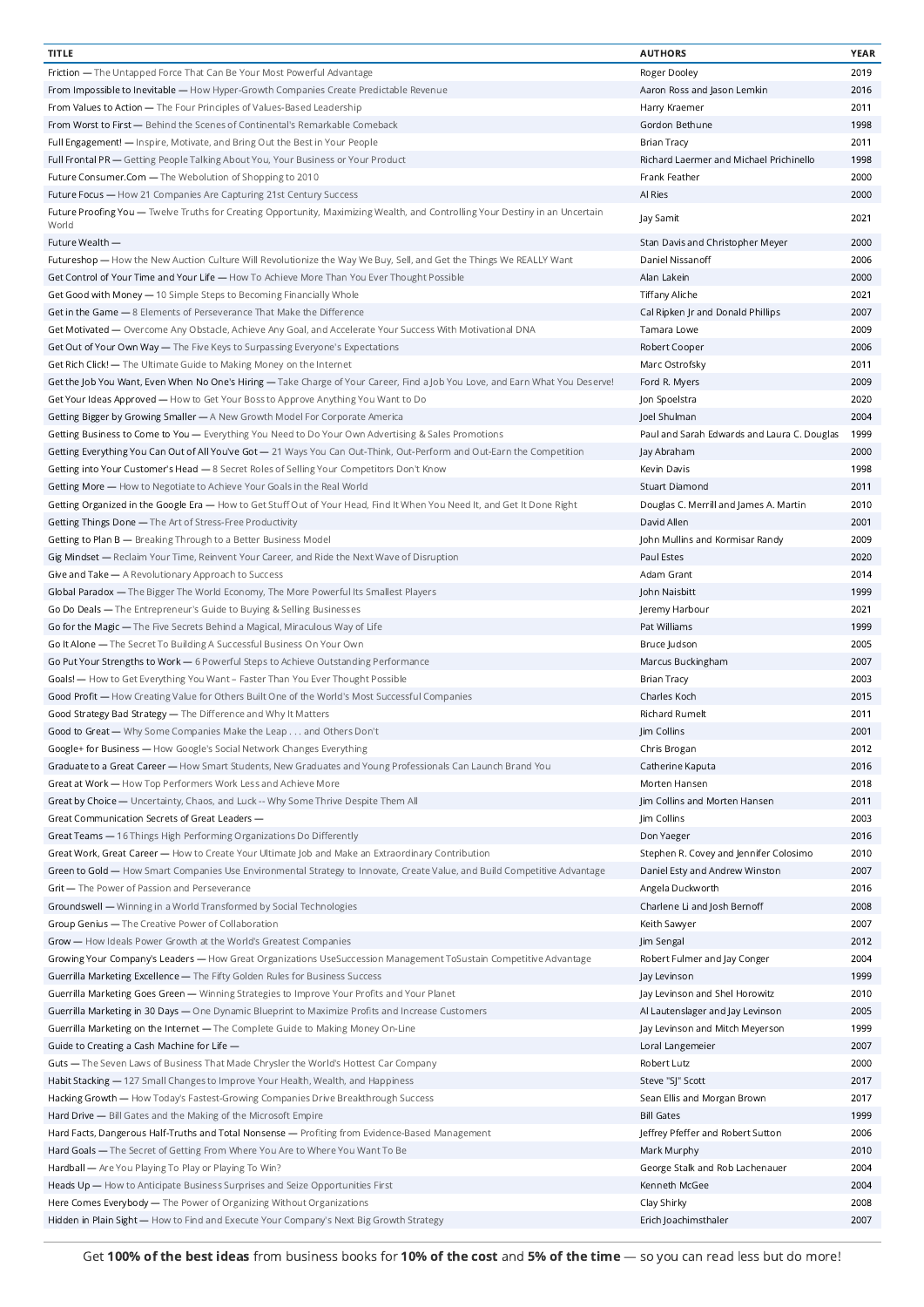| TITLE | AUTHORS | YEAR |
| --- | --- | --- |
| Friction — The Untapped Force That Can Be Your Most Powerful Advantage | Roger Dooley | 2019 |
| From Impossible to Inevitable — How Hyper-Growth Companies Create Predictable Revenue | Aaron Ross and Jason Lemkin | 2016 |
| From Values to Action — The Four Principles of Values-Based Leadership | Harry Kraemer | 2011 |
| From Worst to First — Behind the Scenes of Continental's Remarkable Comeback | Gordon Bethune | 1998 |
| Full Engagement! — Inspire, Motivate, and Bring Out the Best in Your People | Brian Tracy | 2011 |
| Full Frontal PR — Getting People Talking About You, Your Business or Your Product | Richard Laermer and Michael Prichinello | 1998 |
| Future Consumer.Com — The Webolution of Shopping to 2010 | Frank Feather | 2000 |
| Future Focus — How 21 Companies Are Capturing 21st Century Success | Al Ries | 2000 |
| Future Proofing You — Twelve Truths for Creating Opportunity, Maximizing Wealth, and Controlling Your Destiny in an Uncertain World | Jay Samit | 2021 |
| Future Wealth — | Stan Davis and Christopher Meyer | 2000 |
| Futureshop — How the New Auction Culture Will Revolutionize the Way We Buy, Sell, and Get the Things We REALLY Want | Daniel Nissanoff | 2006 |
| Get Control of Your Time and Your Life — How To Achieve More Than You Ever Thought Possible | Alan Lakein | 2000 |
| Get Good with Money — 10 Simple Steps to Becoming Financially Whole | Tiffany Aliche | 2021 |
| Get in the Game — 8 Elements of Perseverance That Make the Difference | Cal Ripken Jr and Donald Phillips | 2007 |
| Get Motivated — Overcome Any Obstacle, Achieve Any Goal, and Accelerate Your Success With Motivational DNA | Tamara Lowe | 2009 |
| Get Out of Your Own Way — The Five Keys to Surpassing Everyone's Expectations | Robert Cooper | 2006 |
| Get Rich Click! — The Ultimate Guide to Making Money on the Internet | Marc Ostrofsky | 2011 |
| Get the Job You Want, Even When No One's Hiring — Take Charge of Your Career, Find a Job You Love, and Earn What You Deserve! | Ford R. Myers | 2009 |
| Get Your Ideas Approved — How to Get Your Boss to Approve Anything You Want to Do | Jon Spoelstra | 2020 |
| Getting Bigger by Growing Smaller — A New Growth Model For Corporate America | Joel Shulman | 2004 |
| Getting Business to Come to You — Everything You Need to Do Your Own Advertising & Sales Promotions | Paul and Sarah Edwards and Laura C. Douglas | 1999 |
| Getting Everything You Can Out of All You've Got — 21 Ways You Can Out-Think, Out-Perform and Out-Earn the Competition | Jay Abraham | 2000 |
| Getting into Your Customer's Head — 8 Secret Roles of Selling Your Competitors Don't Know | Kevin Davis | 1998 |
| Getting More — How to Negotiate to Achieve Your Goals in the Real World | Stuart Diamond | 2011 |
| Getting Organized in the Google Era — How to Get Stuff Out of Your Head, Find It When You Need It, and Get It Done Right | Douglas C. Merrill and James A. Martin | 2010 |
| Getting Things Done — The Art of Stress-Free Productivity | David Allen | 2001 |
| Getting to Plan B — Breaking Through to a Better Business Model | John Mullins and Kormisar Randy | 2009 |
| Gig Mindset — Reclaim Your Time, Reinvent Your Career, and Ride the Next Wave of Disruption | Paul Estes | 2020 |
| Give and Take — A Revolutionary Approach to Success | Adam Grant | 2014 |
| Global Paradox — The Bigger The World Economy, The More Powerful Its Smallest Players | John Naisbitt | 1999 |
| Go Do Deals — The Entrepreneur's Guide to Buying & Selling Businesses | Jeremy Harbour | 2021 |
| Go for the Magic — The Five Secrets Behind a Magical, Miraculous Way of Life | Pat Williams | 1999 |
| Go It Alone — The Secret To Building A Successful Business On Your Own | Bruce Judson | 2005 |
| Go Put Your Strengths to Work — 6 Powerful Steps to Achieve Outstanding Performance | Marcus Buckingham | 2007 |
| Goals! — How to Get Everything You Want – Faster Than You Ever Thought Possible | Brian Tracy | 2003 |
| Good Profit — How Creating Value for Others Built One of the World's Most Successful Companies | Charles Koch | 2015 |
| Good Strategy Bad Strategy — The Difference and Why It Matters | Richard Rumelt | 2011 |
| Good to Great — Why Some Companies Make the Leap . . . and Others Don't | Jim Collins | 2001 |
| Google+ for Business — How Google's Social Network Changes Everything | Chris Brogan | 2012 |
| Graduate to a Great Career — How Smart Students, New Graduates and Young Professionals Can Launch Brand You | Catherine Kaputa | 2016 |
| Great at Work — How Top Performers Work Less and Achieve More | Morten Hansen | 2018 |
| Great by Choice — Uncertainty, Chaos, and Luck -- Why Some Thrive Despite Them All | Jim Collins and Morten Hansen | 2011 |
| Great Communication Secrets of Great Leaders — | Jim Collins | 2003 |
| Great Teams — 16 Things High Performing Organizations Do Differently | Don Yaeger | 2016 |
| Great Work, Great Career — How to Create Your Ultimate Job and Make an Extraordinary Contribution | Stephen R. Covey and Jennifer Colosimo | 2010 |
| Green to Gold — How Smart Companies Use Environmental Strategy to Innovate, Create Value, and Build Competitive Advantage | Daniel Esty and Andrew Winston | 2007 |
| Grit — The Power of Passion and Perseverance | Angela Duckworth | 2016 |
| Groundswell — Winning in a World Transformed by Social Technologies | Charlene Li and Josh Bernoff | 2008 |
| Group Genius — The Creative Power of Collaboration | Keith Sawyer | 2007 |
| Grow — How Ideals Power Growth at the World's Greatest Companies | Jim Sengal | 2012 |
| Growing Your Company's Leaders — How Great Organizations UseSuccession Management ToSustain Competitive Advantage | Robert Fulmer and Jay Conger | 2004 |
| Guerrilla Marketing Excellence — The Fifty Golden Rules for Business Success | Jay Levinson | 1999 |
| Guerrilla Marketing Goes Green — Winning Strategies to Improve Your Profits and Your Planet | Jay Levinson and Shel Horowitz | 2010 |
| Guerrilla Marketing in 30 Days — One Dynamic Blueprint to Maximize Profits and Increase Customers | Al Lautenslager and Jay Levinson | 2005 |
| Guerrilla Marketing on the Internet — The Complete Guide to Making Money On-Line | Jay Levinson and Mitch Meyerson | 1999 |
| Guide to Creating a Cash Machine for Life — | Loral Langemeier | 2007 |
| Guts — The Seven Laws of Business That Made Chrysler the World's Hottest Car Company | Robert Lutz | 2000 |
| Habit Stacking — 127 Small Changes to Improve Your Health, Wealth, and Happiness | Steve "SJ" Scott | 2017 |
| Hacking Growth — How Today's Fastest-Growing Companies Drive Breakthrough Success | Sean Ellis and Morgan Brown | 2017 |
| Hard Drive — Bill Gates and the Making of the Microsoft Empire | Bill Gates | 1999 |
| Hard Facts, Dangerous Half-Truths and Total Nonsense — Profiting from Evidence-Based Management | Jeffrey Pfeffer and Robert Sutton | 2006 |
| Hard Goals — The Secret of Getting From Where You Are to Where You Want To Be | Mark Murphy | 2010 |
| Hardball — Are You Playing To Play or Playing To Win? | George Stalk and Rob Lachenauer | 2004 |
| Heads Up — How to Anticipate Business Surprises and Seize Opportunities First | Kenneth McGee | 2004 |
| Here Comes Everybody — The Power of Organizing Without Organizations | Clay Shirky | 2008 |
| Hidden in Plain Sight — How to Find and Execute Your Company's Next Big Growth Strategy | Erich Joachimsthaler | 2007 |

Get **100% of the best ideas** from business books for **10% of the cost** and **5% of the time** — so you can read less but do more!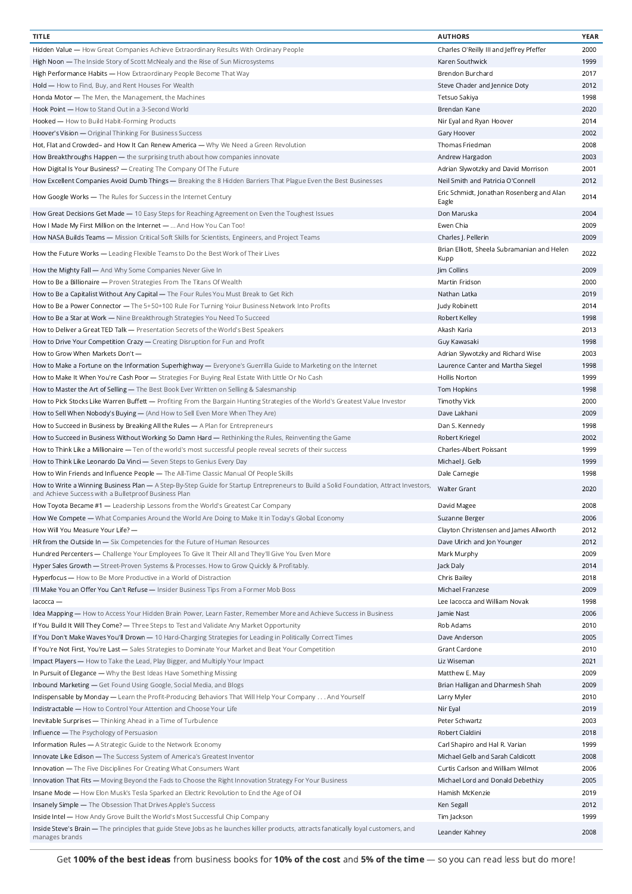| TITLE | AUTHORS | YEAR |
|---|---|---|
| Hidden Value — How Great Companies Achieve Extraordinary Results With Ordinary People | Charles O'Reilly III and Jeffrey Pfeffer | 2000 |
| High Noon — The Inside Story of Scott McNealy and the Rise of Sun Microsystems | Karen Southwick | 1999 |
| High Performance Habits — How Extraordinary People Become That Way | Brendon Burchard | 2017 |
| Hold — How to Find, Buy, and Rent Houses For Wealth | Steve Chader and Jennice Doty | 2012 |
| Honda Motor — The Men, the Management, the Machines | Tetsuo Sakiya | 1998 |
| Hook Point — How to Stand Out in a 3-Second World | Brendan Kane | 2020 |
| Hooked — How to Build Habit-Forming Products | Nir Eyal and Ryan Hoover | 2014 |
| Hoover's Vision — Original Thinking For Business Success | Gary Hoover | 2002 |
| Hot, Flat and Crowded– and How It Can Renew America — Why We Need a Green Revolution | Thomas Friedman | 2008 |
| How Breakthroughs Happen — the surprising truth about how companies innovate | Andrew Hargadon | 2003 |
| How Digital Is Your Business? — Creating The Company Of The Future | Adrian Slywotzky and David Morrison | 2001 |
| How Excellent Companies Avoid Dumb Things — Breaking the 8 Hidden Barriers That Plague Even the Best Businesses | Neil Smith and Patricia O'Connell | 2012 |
| How Google Works — The Rules for Success in the Internet Century | Eric Schmidt, Jonathan Rosenberg and Alan Eagle | 2014 |
| How Great Decisions Get Made — 10 Easy Steps for Reaching Agreement on Even the Toughest Issues | Don Maruska | 2004 |
| How I Made My First Million on the Internet — ... And How You Can Too! | Ewen Chia | 2009 |
| How NASA Builds Teams — Mission Critical Soft Skills for Scientists, Engineers, and Project Teams | Charles J. Pellerin | 2009 |
| How the Future Works — Leading Flexible Teams to Do the Best Work of Their Lives | Brian Elliott, Sheela Subramanian and Helen Kupp | 2022 |
| How the Mighty Fall — And Why Some Companies Never Give In | Jim Collins | 2009 |
| How to Be a Billionaire — Proven Strategies From The Titans Of Wealth | Martin Fridson | 2000 |
| How to Be a Capitalist Without Any Capital — The Four Rules You Must Break to Get Rich | Nathan Latka | 2019 |
| How to Be a Power Connector — The 5+50+100 Rule For Turning Yoiur Business Network Into Profits | Judy Robinett | 2014 |
| How to Be a Star at Work — Nine Breakthrough Strategies You Need To Succeed | Robert Kelley | 1998 |
| How to Deliver a Great TED Talk — Presentation Secrets of the World's Best Speakers | Akash Karia | 2013 |
| How to Drive Your Competition Crazy — Creating Disruption for Fun and Profit | Guy Kawasaki | 1998 |
| How to Grow When Markets Don't — | Adrian Slywotzky and Richard Wise | 2003 |
| How to Make a Fortune on the Information Superhighway — Everyone's Guerrilla Guide to Marketing on the Internet | Laurence Canter and Martha Siegel | 1998 |
| How to Make It When You're Cash Poor — Strategies For Buying Real Estate With Little Or No Cash | Hollis Norton | 1999 |
| How to Master the Art of Selling — The Best Book Ever Written on Selling & Salesmanship | Tom Hopkins | 1998 |
| How to Pick Stocks Like Warren Buffett — Profiting From the Bargain Hunting Strategies of the World's Greatest Value Investor | Timothy Vick | 2000 |
| How to Sell When Nobody's Buying — (And How to Sell Even More When They Are) | Dave Lakhani | 2009 |
| How to Succeed in Business by Breaking All the Rules — A Plan for Entrepreneurs | Dan S. Kennedy | 1998 |
| How to Succeed in Business Without Working So Damn Hard — Rethinking the Rules, Reinventing the Game | Robert Kriegel | 2002 |
| How to Think Like a Millionaire — Ten of the world's most successful people reveal secrets of their success | Charles-Albert Poissant | 1999 |
| How to Think Like Leonardo Da Vinci — Seven Steps to Genius Every Day | Michael J. Gelb | 1999 |
| How to Win Friends and Influence People — The All-Time Classic Manual Of People Skills | Dale Carnegie | 1998 |
| How to Write a Winning Business Plan — A Step-By-Step Guide for Startup Entrepreneurs to Build a Solid Foundation, Attract Investors, and Achieve Success with a Bulletproof Business Plan | Walter Grant | 2020 |
| How Toyota Became #1 — Leadership Lessons from the World's Greatest Car Company | David Magee | 2008 |
| How We Compete — What Companies Around the World Are Doing to Make It in Today's Global Economy | Suzanne Berger | 2006 |
| How Will You Measure Your Life? — | Clayton Christensen and James Allworth | 2012 |
| HR from the Outside In — Six Competencies for the Future of Human Resources | Dave Ulrich and Jon Younger | 2012 |
| Hundred Percenters — Challenge Your Employees To Give It Their All and They'll Give You Even More | Mark Murphy | 2009 |
| Hyper Sales Growth — Street-Proven Systems & Processes. How to Grow Quickly & Profitably. | Jack Daly | 2014 |
| Hyperfocus — How to Be More Productive in a World of Distraction | Chris Bailey | 2018 |
| I'll Make You an Offer You Can't Refuse — Insider Business Tips From a Former Mob Boss | Michael Franzese | 2009 |
| Iacocca — | Lee Iacocca and William Novak | 1998 |
| Idea Mapping — How to Access Your Hidden Brain Power, Learn Faster, Remember More and Achieve Success in Business | Jamie Nast | 2006 |
| If You Build It Will They Come? — Three Steps to Test and Validate Any Market Opportunity | Rob Adams | 2010 |
| If You Don't Make Waves You'll Drown — 10 Hard-Charging Strategies for Leading in Politically Correct Times | Dave Anderson | 2005 |
| If You're Not First, You're Last — Sales Strategies to Dominate Your Market and Beat Your Competition | Grant Cardone | 2010 |
| Impact Players — How to Take the Lead, Play Bigger, and Multiply Your Impact | Liz Wiseman | 2021 |
| In Pursuit of Elegance — Why the Best Ideas Have Something Missing | Matthew E. May | 2009 |
| Inbound Marketing — Get Found Using Google, Social Media, and Blogs | Brian Halligan and Dharmesh Shah | 2009 |
| Indispensable by Monday — Learn the Profit-Producing Behaviors That Will Help Your Company . . . And Yourself | Larry Myler | 2010 |
| Indistractable — How to Control Your Attention and Choose Your Life | Nir Eyal | 2019 |
| Inevitable Surprises — Thinking Ahead in a Time of Turbulence | Peter Schwartz | 2003 |
| Influence — The Psychology of Persuasion | Robert Cialdini | 2018 |
| Information Rules — A Strategic Guide to the Network Economy | Carl Shapiro and Hal R. Varian | 1999 |
| Innovate Like Edison — The Success System of America's Greatest Inventor | Michael Gelb and Sarah Caldicott | 2008 |
| Innovation — The Five Disciplines For Creating What Consumers Want | Curtis Carlson and William Wilmot | 2006 |
| Innovation That Fits — Moving Beyond the Fads to Choose the Right Innovation Strategy For Your Business | Michael Lord and Donald Debethizy | 2005 |
| Insane Mode — How Elon Musk's Tesla Sparked an Electric Revolution to End the Age of Oil | Hamish McKenzie | 2019 |
| Insanely Simple — The Obsession That Drives Apple's Success | Ken Segall | 2012 |
| Inside Intel — How Andy Grove Built the World's Most Successful Chip Company | Tim Jackson | 1999 |
| Inside Steve's Brain — The principles that guide Steve Jobs as he launches killer products, attracts fanatically loyal customers, and manages brands | Leander Kahney | 2008 |

Get **100% of the best ideas** from business books for **10% of the cost** and **5% of the time** — so you can read less but do more!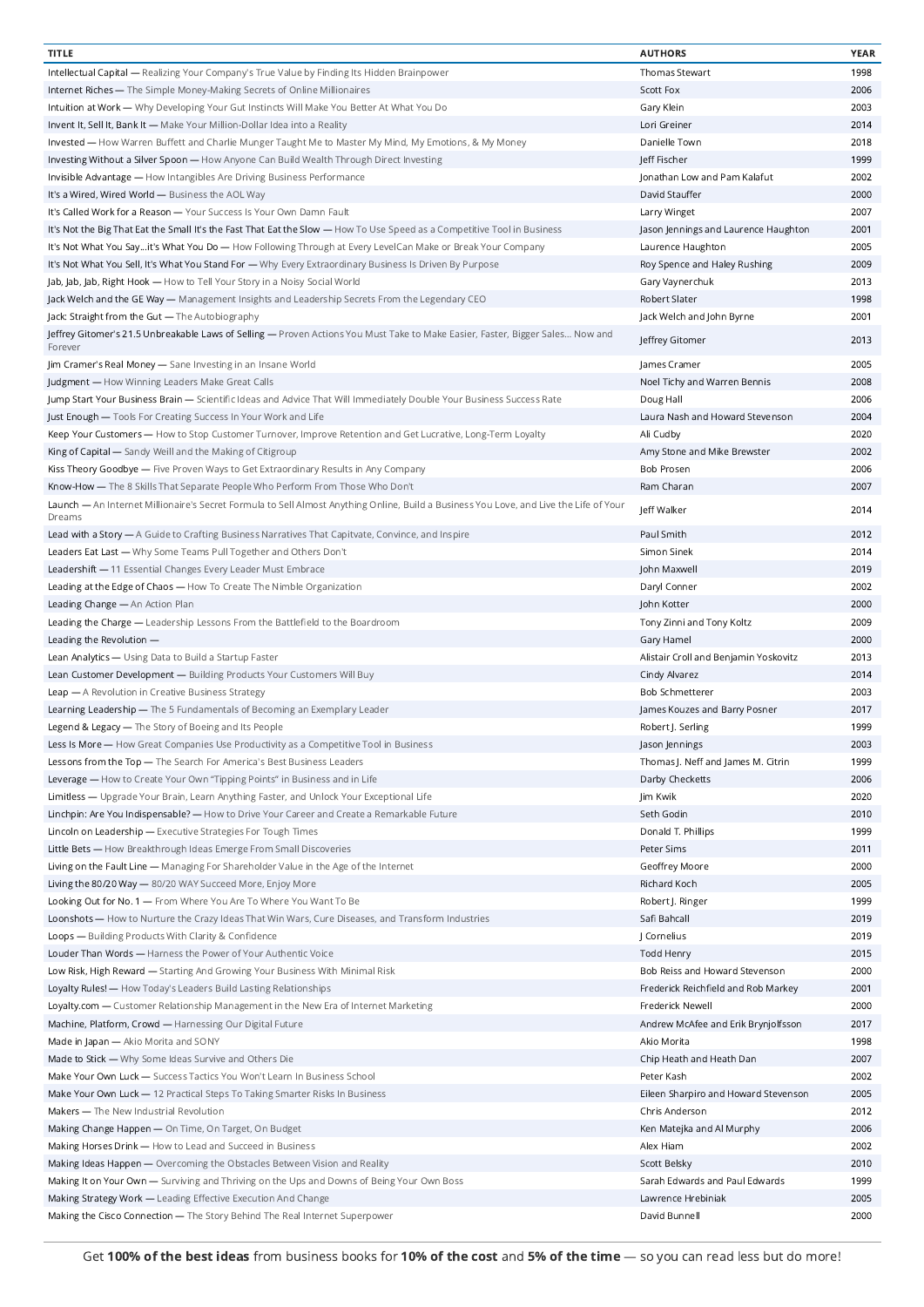| TITLE | AUTHORS | YEAR |
|---|---|---|
| Intellectual Capital — Realizing Your Company's True Value by Finding Its Hidden Brainpower | Thomas Stewart | 1998 |
| Internet Riches — The Simple Money-Making Secrets of Online Millionaires | Scott Fox | 2006 |
| Intuition at Work — Why Developing Your Gut Instincts Will Make You Better At What You Do | Gary Klein | 2003 |
| Invent It, Sell It, Bank It — Make Your Million-Dollar Idea into a Reality | Lori Greiner | 2014 |
| Invested — How Warren Buffett and Charlie Munger Taught Me to Master My Mind, My Emotions, & My Money | Danielle Town | 2018 |
| Investing Without a Silver Spoon — How Anyone Can Build Wealth Through Direct Investing | Jeff Fischer | 1999 |
| Invisible Advantage — How Intangibles Are Driving Business Performance | Jonathan Low and Pam Kalafut | 2002 |
| It's a Wired, Wired World — Business the AOL Way | David Stauffer | 2000 |
| It's Called Work for a Reason — Your Success Is Your Own Damn Fault | Larry Winget | 2007 |
| It's Not the Big That Eat the Small It's the Fast That Eat the Slow — How To Use Speed as a Competitive Tool in Business | Jason Jennings and Laurence Haughton | 2001 |
| It's Not What You Say…it's What You Do — How Following Through at Every LevelCan Make or Break Your Company | Laurence Haughton | 2005 |
| It's Not What You Sell, It's What You Stand For — Why Every Extraordinary Business Is Driven By Purpose | Roy Spence and Haley Rushing | 2009 |
| Jab, Jab, Jab, Right Hook — How to Tell Your Story in a Noisy Social World | Gary Vaynerchuk | 2013 |
| Jack Welch and the GE Way — Management Insights and Leadership Secrets From the Legendary CEO | Robert Slater | 1998 |
| Jack: Straight from the Gut — The Autobiography | Jack Welch and John Byrne | 2001 |
| Jeffrey Gitomer's 21.5 Unbreakable Laws of Selling — Proven Actions You Must Take to Make Easier, Faster, Bigger Sales… Now and Forever | Jeffrey Gitomer | 2013 |
| Jim Cramer's Real Money — Sane Investing in an Insane World | James Cramer | 2005 |
| Judgment — How Winning Leaders Make Great Calls | Noel Tichy and Warren Bennis | 2008 |
| Jump Start Your Business Brain — Scientific Ideas and Advice That Will Immediately Double Your Business Success Rate | Doug Hall | 2006 |
| Just Enough — Tools For Creating Success In Your Work and Life | Laura Nash and Howard Stevenson | 2004 |
| Keep Your Customers — How to Stop Customer Turnover, Improve Retention and Get Lucrative, Long-Term Loyalty | Ali Cudby | 2020 |
| King of Capital — Sandy Weill and the Making of Citigroup | Amy Stone and Mike Brewster | 2002 |
| Kiss Theory Goodbye — Five Proven Ways to Get Extraordinary Results in Any Company | Bob Prosen | 2006 |
| Know-How — The 8 Skills That Separate People Who Perform From Those Who Don't | Ram Charan | 2007 |
| Launch — An Internet Millionaire's Secret Formula to Sell Almost Anything Online, Build a Business You Love, and Live the Life of Your Dreams | Jeff Walker | 2014 |
| Lead with a Story — A Guide to Crafting Business Narratives That Capitvate, Convince, and Inspire | Paul Smith | 2012 |
| Leaders Eat Last — Why Some Teams Pull Together and Others Don't | Simon Sinek | 2014 |
| Leadershift — 11 Essential Changes Every Leader Must Embrace | John Maxwell | 2019 |
| Leading at the Edge of Chaos — How To Create The Nimble Organization | Daryl Conner | 2002 |
| Leading Change — An Action Plan | John Kotter | 2000 |
| Leading the Charge — Leadership Lessons From the Battlefield to the Boardroom | Tony Zinni and Tony Koltz | 2009 |
| Leading the Revolution — | Gary Hamel | 2000 |
| Lean Analytics — Using Data to Build a Startup Faster | Alistair Croll and Benjamin Yoskovitz | 2013 |
| Lean Customer Development — Building Products Your Customers Will Buy | Cindy Alvarez | 2014 |
| Leap — A Revolution in Creative Business Strategy | Bob Schmetterer | 2003 |
| Learning Leadership — The 5 Fundamentals of Becoming an Exemplary Leader | James Kouzes and Barry Posner | 2017 |
| Legend & Legacy — The Story of Boeing and Its People | Robert J. Serling | 1999 |
| Less Is More — How Great Companies Use Productivity as a Competitive Tool in Business | Jason Jennings | 2003 |
| Lessons from the Top — The Search For America's Best Business Leaders | Thomas J. Neff and James M. Citrin | 1999 |
| Leverage — How to Create Your Own "Tipping Points" in Business and in Life | Darby Checketts | 2006 |
| Limitless — Upgrade Your Brain, Learn Anything Faster, and Unlock Your Exceptional Life | Jim Kwik | 2020 |
| Linchpin: Are You Indispensable? — How to Drive Your Career and Create a Remarkable Future | Seth Godin | 2010 |
| Lincoln on Leadership — Executive Strategies For Tough Times | Donald T. Phillips | 1999 |
| Little Bets — How Breakthrough Ideas Emerge From Small Discoveries | Peter Sims | 2011 |
| Living on the Fault Line — Managing For Shareholder Value in the Age of the Internet | Geoffrey Moore | 2000 |
| Living the 80/20 Way — 80/20 WAY Succeed More, Enjoy More | Richard Koch | 2005 |
| Looking Out for No. 1 — From Where You Are To Where You Want To Be | Robert J. Ringer | 1999 |
| Loonshots — How to Nurture the Crazy Ideas That Win Wars, Cure Diseases, and Transform Industries | Safi Bahcall | 2019 |
| Loops — Building Products With Clarity & Confidence | J Cornelius | 2019 |
| Louder Than Words — Harness the Power of Your Authentic Voice | Todd Henry | 2015 |
| Low Risk, High Reward — Starting And Growing Your Business With Minimal Risk | Bob Reiss and Howard Stevenson | 2000 |
| Loyalty Rules! — How Today's Leaders Build Lasting Relationships | Frederick Reichfield and Rob Markey | 2001 |
| Loyalty.com — Customer Relationship Management in the New Era of Internet Marketing | Frederick Newell | 2000 |
| Machine, Platform, Crowd — Harnessing Our Digital Future | Andrew McAfee and Erik Brynjolfsson | 2017 |
| Made in Japan — Akio Morita and SONY | Akio Morita | 1998 |
| Made to Stick — Why Some Ideas Survive and Others Die | Chip Heath and Heath Dan | 2007 |
| Make Your Own Luck — Success Tactics You Won't Learn In Business School | Peter Kash | 2002 |
| Make Your Own Luck — 12 Practical Steps To Taking Smarter Risks In Business | Eileen Sharpiro and Howard Stevenson | 2005 |
| Makers — The New Industrial Revolution | Chris Anderson | 2012 |
| Making Change Happen — On Time, On Target, On Budget | Ken Matejka and Al Murphy | 2006 |
| Making Horses Drink — How to Lead and Succeed in Business | Alex Hiam | 2002 |
| Making Ideas Happen — Overcoming the Obstacles Between Vision and Reality | Scott Belsky | 2010 |
| Making It on Your Own — Surviving and Thriving on the Ups and Downs of Being Your Own Boss | Sarah Edwards and Paul Edwards | 1999 |
| Making Strategy Work — Leading Effective Execution And Change | Lawrence Hrebiniak | 2005 |
| Making the Cisco Connection — The Story Behind The Real Internet Superpower | David Bunnell | 2000 |

Get **100% of the best ideas** from business books for **10% of the cost** and **5% of the time** — so you can read less but do more!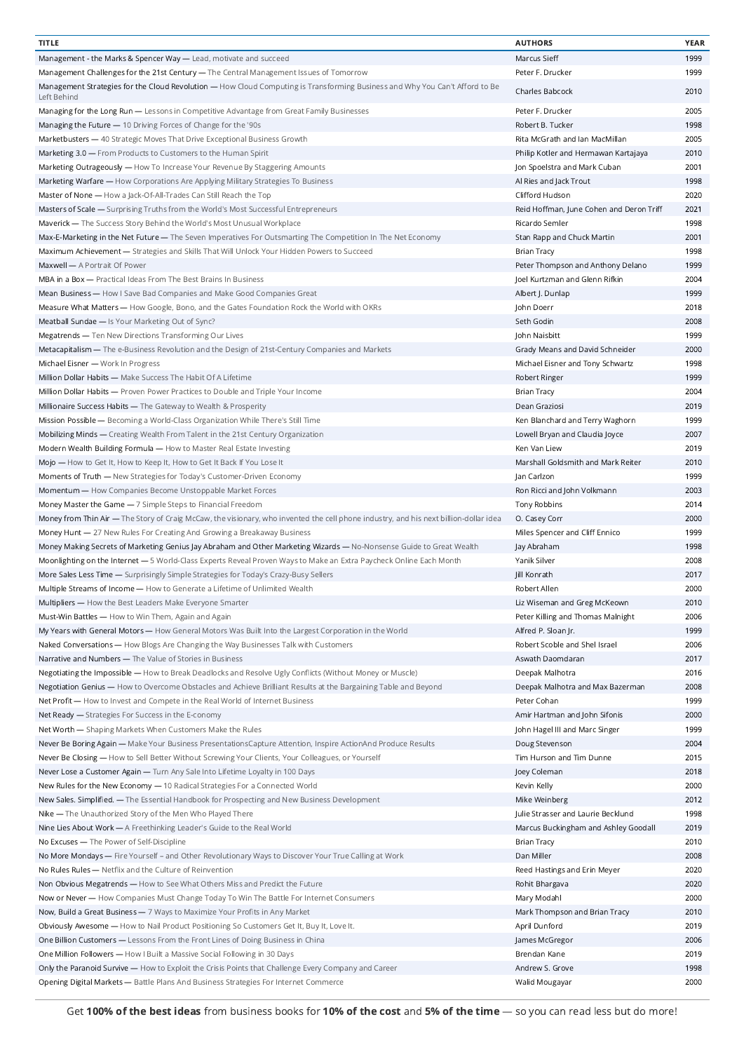| TITLE | AUTHORS | YEAR |
|---|---|---|
| Management - the Marks & Spencer Way — Lead, motivate and succeed | Marcus Sieff | 1999 |
| Management Challenges for the 21st Century — The Central Management Issues of Tomorrow | Peter F. Drucker | 1999 |
| Management Strategies for the Cloud Revolution — How Cloud Computing is Transforming Business and Why You Can't Afford to Be Left Behind | Charles Babcock | 2010 |
| Managing for the Long Run — Lessons in Competitive Advantage from Great Family Businesses | Peter F. Drucker | 2005 |
| Managing the Future — 10 Driving Forces of Change for the '90s | Robert B. Tucker | 1998 |
| Marketbusters — 40 Strategic Moves That Drive Exceptional Business Growth | Rita McGrath and Ian MacMillan | 2005 |
| Marketing 3.0 — From Products to Customers to the Human Spirit | Philip Kotler and Hermawan Kartajaya | 2010 |
| Marketing Outrageously — How To Increase Your Revenue By Staggering Amounts | Jon Spoelstra and Mark Cuban | 2001 |
| Marketing Warfare — How Corporations Are Applying Military Strategies To Business | Al Ries and Jack Trout | 1998 |
| Master of None — How a Jack-Of-All-Trades Can Still Reach the Top | Clifford Hudson | 2020 |
| Masters of Scale — Surprising Truths from the World's Most Successful Entrepreneurs | Reid Hoffman, June Cohen and Deron Triff | 2021 |
| Maverick — The Success Story Behind the World's Most Unusual Workplace | Ricardo Semler | 1998 |
| Max-E-Marketing in the Net Future — The Seven Imperatives For Outsmarting The Competition In The Net Economy | Stan Rapp and Chuck Martin | 2001 |
| Maximum Achievement — Strategies and Skills That Will Unlock Your Hidden Powers to Succeed | Brian Tracy | 1998 |
| Maxwell — A Portrait Of Power | Peter Thompson and Anthony Delano | 1999 |
| MBA in a Box — Practical Ideas From The Best Brains In Business | Joel Kurtzman and Glenn Rifkin | 2004 |
| Mean Business — How I Save Bad Companies and Make Good Companies Great | Albert J. Dunlap | 1999 |
| Measure What Matters — How Google, Bono, and the Gates Foundation Rock the World with OKRs | John Doerr | 2018 |
| Meatball Sundae — Is Your Marketing Out of Sync? | Seth Godin | 2008 |
| Megatrends — Ten New Directions Transforming Our Lives | John Naisbitt | 1999 |
| Metacapitalism — The e-Business Revolution and the Design of 21st-Century Companies and Markets | Grady Means and David Schneider | 2000 |
| Michael Eisner — Work In Progress | Michael Eisner and Tony Schwartz | 1998 |
| Million Dollar Habits — Make Success The Habit Of A Lifetime | Robert Ringer | 1999 |
| Million Dollar Habits — Proven Power Practices to Double and Triple Your Income | Brian Tracy | 2004 |
| Millionaire Success Habits — The Gateway to Wealth & Prosperity | Dean Graziosi | 2019 |
| Mission Possible — Becoming a World-Class Organization While There's Still Time | Ken Blanchard and Terry Waghorn | 1999 |
| Mobilizing Minds — Creating Wealth From Talent in the 21st Century Organization | Lowell Bryan and Claudia Joyce | 2007 |
| Modern Wealth Building Formula — How to Master Real Estate Investing | Ken Van Liew | 2019 |
| Mojo — How to Get It, How to Keep It, How to Get It Back If You Lose It | Marshall Goldsmith and Mark Reiter | 2010 |
| Moments of Truth — New Strategies for Today's Customer-Driven Economy | Jan Carlzon | 1999 |
| Momentum — How Companies Become Unstoppable Market Forces | Ron Ricci and John Volkmann | 2003 |
| Money Master the Game — 7 Simple Steps to Financial Freedom | Tony Robbins | 2014 |
| Money from Thin Air — The Story of Craig McCaw, the visionary, who invented the cell phone industry, and his next billion-dollar idea | O. Casey Corr | 2000 |
| Money Hunt — 27 New Rules For Creating And Growing a Breakaway Business | Miles Spencer and Cliff Ennico | 1999 |
| Money Making Secrets of Marketing Genius Jay Abraham and Other Marketing Wizards — No-Nonsense Guide to Great Wealth | Jay Abraham | 1998 |
| Moonlighting on the Internet — 5 World-Class Experts Reveal Proven Ways to Make an Extra Paycheck Online Each Month | Yanik Silver | 2008 |
| More Sales Less Time — Surprisingly Simple Strategies for Today's Crazy-Busy Sellers | Jill Konrath | 2017 |
| Multiple Streams of Income — How to Generate a Lifetime of Unlimited Wealth | Robert Allen | 2000 |
| Multipliers — How the Best Leaders Make Everyone Smarter | Liz Wiseman and Greg McKeown | 2010 |
| Must-Win Battles — How to Win Them, Again and Again | Peter Killing and Thomas Malnight | 2006 |
| My Years with General Motors — How General Motors Was Built Into the Largest Corporation in the World | Alfred P. Sloan Jr. | 1999 |
| Naked Conversations — How Blogs Are Changing the Way Businesses Talk with Customers | Robert Scoble and Shel Israel | 2006 |
| Narrative and Numbers — The Value of Stories in Business | Aswath Daomdaran | 2017 |
| Negotiating the Impossible — How to Break Deadlocks and Resolve Ugly Conflicts (Without Money or Muscle) | Deepak Malhotra | 2016 |
| Negotiation Genius — How to Overcome Obstacles and Achieve Brilliant Results at the Bargaining Table and Beyond | Deepak Malhotra and Max Bazerman | 2008 |
| Net Profit — How to Invest and Compete in the Real World of Internet Business | Peter Cohan | 1999 |
| Net Ready — Strategies For Success in the E-conomy | Amir Hartman and John Sifonis | 2000 |
| Net Worth — Shaping Markets When Customers Make the Rules | John Hagel III and Marc Singer | 1999 |
| Never Be Boring Again — Make Your Business PresentationsCapture Attention, Inspire ActionAnd Produce Results | Doug Stevenson | 2004 |
| Never Be Closing — How to Sell Better Without Screwing Your Clients, Your Colleagues, or Yourself | Tim Hurson and Tim Dunne | 2015 |
| Never Lose a Customer Again — Turn Any Sale Into Lifetime Loyalty in 100 Days | Joey Coleman | 2018 |
| New Rules for the New Economy — 10 Radical Strategies For a Connected World | Kevin Kelly | 2000 |
| New Sales. Simplified. — The Essential Handbook for Prospecting and New Business Development | Mike Weinberg | 2012 |
| Nike — The Unauthorized Story of the Men Who Played There | Julie Strasser and Laurie Becklund | 1998 |
| Nine Lies About Work — A Freethinking Leader's Guide to the Real World | Marcus Buckingham and Ashley Goodall | 2019 |
| No Excuses — The Power of Self-Discipline | Brian Tracy | 2010 |
| No More Mondays — Fire Yourself – and Other Revolutionary Ways to Discover Your True Calling at Work | Dan Miller | 2008 |
| No Rules Rules — Netflix and the Culture of Reinvention | Reed Hastings and Erin Meyer | 2020 |
| Non Obvious Megatrends — How to See What Others Miss and Predict the Future | Rohit Bhargava | 2020 |
| Now or Never — How Companies Must Change Today To Win The Battle For Internet Consumers | Mary Modahl | 2000 |
| Now, Build a Great Business — 7 Ways to Maximize Your Profits in Any Market | Mark Thompson and Brian Tracy | 2010 |
| Obviously Awesome — How to Nail Product Positioning So Customers Get It, Buy It, Love It. | April Dunford | 2019 |
| One Billion Customers — Lessons From the Front Lines of Doing Business in China | James McGregor | 2006 |
| One Million Followers — How I Built a Massive Social Following in 30 Days | Brendan Kane | 2019 |
| Only the Paranoid Survive — How to Exploit the Crisis Points that Challenge Every Company and Career | Andrew S. Grove | 1998 |
| Opening Digital Markets — Battle Plans And Business Strategies For Internet Commerce | Walid Mougayar | 2000 |

Get **100% of the best ideas** from business books for **10% of the cost** and **5% of the time** — so you can read less but do more!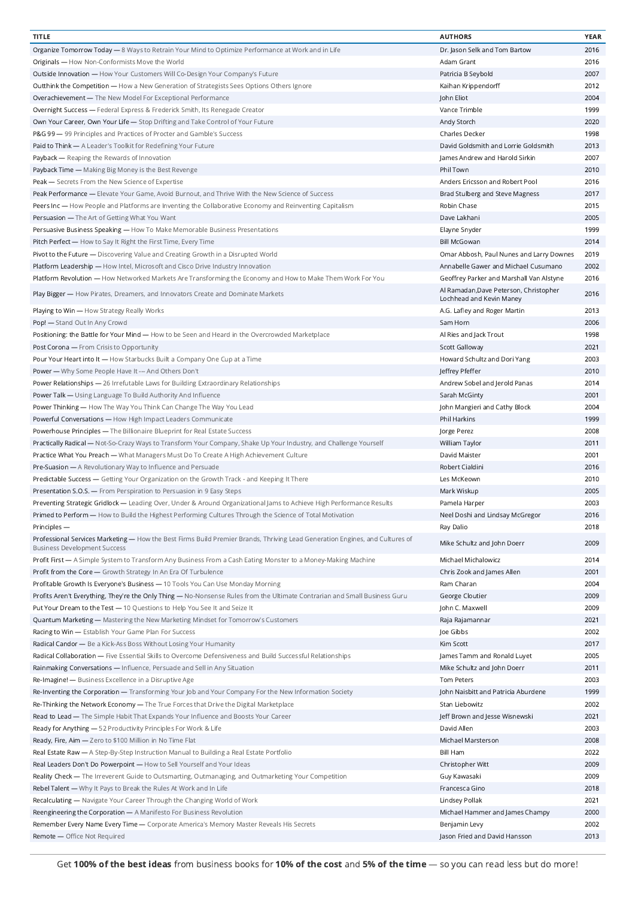| TITLE | AUTHORS | YEAR |
|---|---|---|
| Organize Tomorrow Today — 8 Ways to Retrain Your Mind to Optimize Performance at Work and in Life | Dr. Jason Selk and Tom Bartow | 2016 |
| Originals — How Non-Conformists Move the World | Adam Grant | 2016 |
| Outside Innovation — How Your Customers Will Co-Design Your Company's Future | Patricia B Seybold | 2007 |
| Outthink the Competition — How a New Generation of Strategists Sees Options Others Ignore | Kaihan Krippendorff | 2012 |
| Overachievement — The New Model For Exceptional Performance | John Eliot | 2004 |
| Overnight Success — Federal Express & Frederick Smith, Its Renegade Creator | Vance Trimble | 1999 |
| Own Your Career, Own Your Life — Stop Drifting and Take Control of Your Future | Andy Storch | 2020 |
| P&G 99 — 99 Principles and Practices of Procter and Gamble's Success | Charles Decker | 1998 |
| Paid to Think — A Leader's Toolkit for Redefining Your Future | David Goldsmith and Lorrie Goldsmith | 2013 |
| Payback — Reaping the Rewards of Innovation | James Andrew and Harold Sirkin | 2007 |
| Payback Time — Making Big Money is the Best Revenge | Phil Town | 2010 |
| Peak — Secrets From the New Science of Expertise | Anders Ericsson and Robert Pool | 2016 |
| Peak Performance — Elevate Your Game, Avoid Burnout, and Thrive With the New Science of Success | Brad Stulberg and Steve Magness | 2017 |
| Peers Inc — How People and Platforms are Inventing the Collaborative Economy and Reinventing Capitalism | Robin Chase | 2015 |
| Persuasion — The Art of Getting What You Want | Dave Lakhani | 2005 |
| Persuasive Business Speaking — How To Make Memorable Business Presentations | Elayne Snyder | 1999 |
| Pitch Perfect — How to Say It Right the First Time, Every Time | Bill McGowan | 2014 |
| Pivot to the Future — Discovering Value and Creating Growth in a Disrupted World | Omar Abbosh, Paul Nunes and Larry Downes | 2019 |
| Platform Leadership — How Intel, Microsoft and Cisco Drive Industry Innovation | Annabelle Gawer and Michael Cusumano | 2002 |
| Platform Revolution — How Networked Markets Are Transforming the Economy and How to Make Them Work For You | Geoffrey Parker and Marshall Van Alstyne | 2016 |
| Play Bigger — How Pirates, Dreamers, and Innovators Create and Dominate Markets | Al Ramadan,Dave Peterson, Christopher Lochhead and Kevin Maney | 2016 |
| Playing to Win — How Strategy Really Works | A.G. Lafley and Roger Martin | 2013 |
| Pop! — Stand Out In Any Crowd | Sam Horn | 2006 |
| Positioning: the Battle for Your Mind — How to be Seen and Heard in the Overcrowded Marketplace | Al Ries and Jack Trout | 1998 |
| Post Corona — From Crisis to Opportunity | Scott Galloway | 2021 |
| Pour Your Heart into It — How Starbucks Built a Company One Cup at a Time | Howard Schultz and Dori Yang | 2003 |
| Power — Why Some People Have It -- And Others Don't | Jeffrey Pfeffer | 2010 |
| Power Relationships — 26 Irrefutable Laws for Building Extraordinary Relationships | Andrew Sobel and Jerold Panas | 2014 |
| Power Talk — Using Language To Build Authority And Influence | Sarah McGinty | 2001 |
| Power Thinking — How The Way You Think Can Change The Way You Lead | John Mangieri and Cathy Block | 2004 |
| Powerful Conversations — How High Impact Leaders Communicate | Phil Harkins | 1999 |
| Powerhouse Principles — The Billionaire Blueprint for Real Estate Success | Jorge Perez | 2008 |
| Practically Radical — Not-So-Crazy Ways to Transform Your Company, Shake Up Your Industry, and Challenge Yourself | William Taylor | 2011 |
| Practice What You Preach — What Managers Must Do To Create A High Achievement Culture | David Maister | 2001 |
| Pre-Suasion — A Revolutionary Way to Influence and Persuade | Robert Cialdini | 2016 |
| Predictable Success — Getting Your Organization on the Growth Track - and Keeping It There | Les McKeown | 2010 |
| Presentation S.O.S. — From Perspiration to Persuasion in 9 Easy Steps | Mark Wiskup | 2005 |
| Preventing Strategic Gridlock — Leading Over, Under & Around Organizational Jams to Achieve High Performance Results | Pamela Harper | 2003 |
| Primed to Perform — How to Build the Highest Performing Cultures Through the Science of Total Motivation | Neel Doshi and Lindsay McGregor | 2016 |
| Principles — | Ray Dalio | 2018 |
| Professional Services Marketing — How the Best Firms Build Premier Brands, Thriving Lead Generation Engines, and Cultures of Business Development Success | Mike Schultz and John Doerr | 2009 |
| Profit First — A Simple System to Transform Any Business From a Cash Eating Monster to a Money-Making Machine | Michael Michalowicz | 2014 |
| Profit from the Core — Growth Strategy In An Era Of Turbulence | Chris Zook and James Allen | 2001 |
| Profitable Growth Is Everyone's Business — 10 Tools You Can Use Monday Morning | Ram Charan | 2004 |
| Profits Aren't Everything, They're the Only Thing — No-Nonsense Rules from the Ultimate Contrarian and Small Business Guru | George Cloutier | 2009 |
| Put Your Dream to the Test — 10 Questions to Help You See It and Seize It | John C. Maxwell | 2009 |
| Quantum Marketing — Mastering the New Marketing Mindset for Tomorrow's Customers | Raja Rajamannar | 2021 |
| Racing to Win — Establish Your Game Plan For Success | Joe Gibbs | 2002 |
| Radical Candor — Be a Kick-Ass Boss Without Losing Your Humanity | Kim Scott | 2017 |
| Radical Collaboration — Five Essential Skills to Overcome Defensiveness and Build Successful Relationships | James Tamm and Ronald Luyet | 2005 |
| Rainmaking Conversations — Influence, Persuade and Sell in Any Situation | Mike Schultz and John Doerr | 2011 |
| Re-Imagine! — Business Excellence in a Disruptive Age | Tom Peters | 2003 |
| Re-Inventing the Corporation — Transforming Your Job and Your Company For the New Information Society | John Naisbitt and Patricia Aburdene | 1999 |
| Re-Thinking the Network Economy — The True Forces that Drive the Digital Marketplace | Stan Liebowitz | 2002 |
| Read to Lead — The Simple Habit That Expands Your Influence and Boosts Your Career | Jeff Brown and Jesse Wisnewski | 2021 |
| Ready for Anything — 52 Productivity Principles For Work & Life | David Allen | 2003 |
| Ready, Fire, Aim — Zero to $100 Million in No Time Flat | Michael Masterson | 2008 |
| Real Estate Raw — A Step-By-Step Instruction Manual to Building a Real Estate Portfolio | Bill Ham | 2022 |
| Real Leaders Don't Do Powerpoint — How to Sell Yourself and Your Ideas | Christopher Witt | 2009 |
| Reality Check — The Irreverent Guide to Outsmarting, Outmanaging, and Outmarketing Your Competition | Guy Kawasaki | 2009 |
| Rebel Talent — Why It Pays to Break the Rules At Work and In Life | Francesca Gino | 2018 |
| Recalculating — Navigate Your Career Through the Changing World of Work | Lindsey Pollak | 2021 |
| Reengineering the Corporation — A Manifesto For Business Revolution | Michael Hammer and James Champy | 2000 |
| Remember Every Name Every Time — Corporate America's Memory Master Reveals His Secrets | Benjamin Levy | 2002 |
| Remote — Office Not Required | Jason Fried and David Hansson | 2013 |

Get **100% of the best ideas** from business books for **10% of the cost** and **5% of the time** — so you can read less but do more!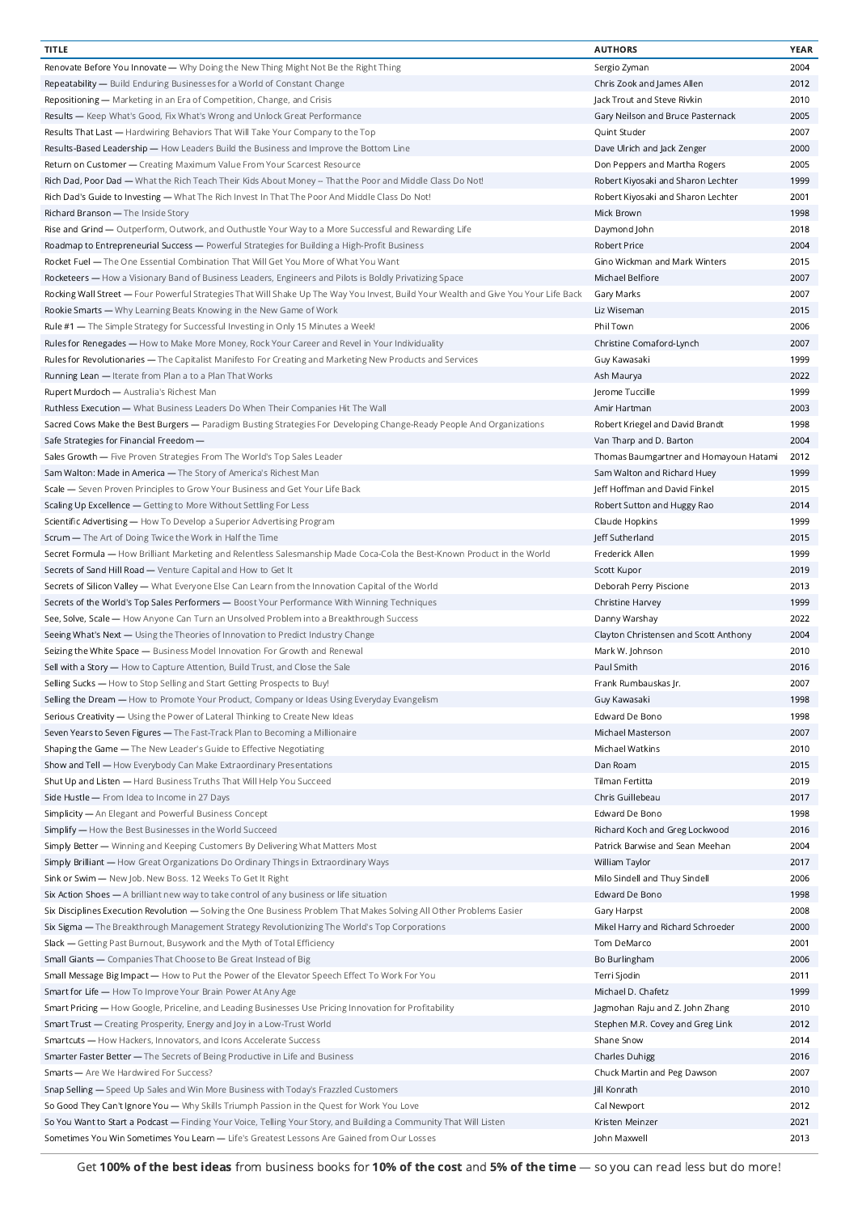| TITLE | AUTHORS | YEAR |
|---|---|---|
| Renovate Before You Innovate — Why Doing the New Thing Might Not Be the Right Thing | Sergio Zyman | 2004 |
| Repeatability — Build Enduring Businesses for a World of Constant Change | Chris Zook and James Allen | 2012 |
| Repositioning — Marketing in an Era of Competition, Change, and Crisis | Jack Trout and Steve Rivkin | 2010 |
| Results — Keep What's Good, Fix What's Wrong and Unlock Great Performance | Gary Neilson and Bruce Pasternack | 2005 |
| Results That Last — Hardwiring Behaviors That Will Take Your Company to the Top | Quint Studer | 2007 |
| Results-Based Leadership — How Leaders Build the Business and Improve the Bottom Line | Dave Ulrich and Jack Zenger | 2000 |
| Return on Customer — Creating Maximum Value From Your Scarcest Resource | Don Peppers and Martha Rogers | 2005 |
| Rich Dad, Poor Dad — What the Rich Teach Their Kids About Money – That the Poor and Middle Class Do Not! | Robert Kiyosaki and Sharon Lechter | 1999 |
| Rich Dad's Guide to Investing — What The Rich Invest In That The Poor And Middle Class Do Not! | Robert Kiyosaki and Sharon Lechter | 2001 |
| Richard Branson — The Inside Story | Mick Brown | 1998 |
| Rise and Grind — Outperform, Outwork, and Outhustle Your Way to a More Successful and Rewarding Life | Daymond John | 2018 |
| Roadmap to Entrepreneurial Success — Powerful Strategies for Building a High-Profit Business | Robert Price | 2004 |
| Rocket Fuel — The One Essential Combination That Will Get You More of What You Want | Gino Wickman and Mark Winters | 2015 |
| Rocketeers — How a Visionary Band of Business Leaders, Engineers and Pilots is Boldly Privatizing Space | Michael Belfiore | 2007 |
| Rocking Wall Street — Four Powerful Strategies That Will Shake Up The Way You Invest, Build Your Wealth and Give You Your Life Back | Gary Marks | 2007 |
| Rookie Smarts — Why Learning Beats Knowing in the New Game of Work | Liz Wiseman | 2015 |
| Rule #1 — The Simple Strategy for Successful Investing in Only 15 Minutes a Week! | Phil Town | 2006 |
| Rules for Renegades — How to Make More Money, Rock Your Career and Revel in Your Individuality | Christine Comaford-Lynch | 2007 |
| Rules for Revolutionaries — The Capitalist Manifesto For Creating and Marketing New Products and Services | Guy Kawasaki | 1999 |
| Running Lean — Iterate from Plan a to a Plan That Works | Ash Maurya | 2022 |
| Rupert Murdoch — Australia's Richest Man | Jerome Tuccille | 1999 |
| Ruthless Execution — What Business Leaders Do When Their Companies Hit The Wall | Amir Hartman | 2003 |
| Sacred Cows Make the Best Burgers — Paradigm Busting Strategies For Developing Change-Ready People And Organizations | Robert Kriegel and David Brandt | 1998 |
| Safe Strategies for Financial Freedom — | Van Tharp and D. Barton | 2004 |
| Sales Growth — Five Proven Strategies From The World's Top Sales Leader | Thomas Baumgartner and Homayoun Hatami | 2012 |
| Sam Walton: Made in America — The Story of America's Richest Man | Sam Walton and Richard Huey | 1999 |
| Scale — Seven Proven Principles to Grow Your Business and Get Your Life Back | Jeff Hoffman and David Finkel | 2015 |
| Scaling Up Excellence — Getting to More Without Settling For Less | Robert Sutton and Huggy Rao | 2014 |
| Scientific Advertising — How To Develop a Superior Advertising Program | Claude Hopkins | 1999 |
| Scrum — The Art of Doing Twice the Work in Half the Time | Jeff Sutherland | 2015 |
| Secret Formula — How Brilliant Marketing and Relentless Salesmanship Made Coca-Cola the Best-Known Product in the World | Frederick Allen | 1999 |
| Secrets of Sand Hill Road — Venture Capital and How to Get It | Scott Kupor | 2019 |
| Secrets of Silicon Valley — What Everyone Else Can Learn from the Innovation Capital of the World | Deborah Perry Piscione | 2013 |
| Secrets of the World's Top Sales Performers — Boost Your Performance With Winning Techniques | Christine Harvey | 1999 |
| See, Solve, Scale — How Anyone Can Turn an Unsolved Problem into a Breakthrough Success | Danny Warshay | 2022 |
| Seeing What's Next — Using the Theories of Innovation to Predict Industry Change | Clayton Christensen and Scott Anthony | 2004 |
| Seizing the White Space — Business Model Innovation For Growth and Renewal | Mark W. Johnson | 2010 |
| Sell with a Story — How to Capture Attention, Build Trust, and Close the Sale | Paul Smith | 2016 |
| Selling Sucks — How to Stop Selling and Start Getting Prospects to Buy! | Frank Rumbauskas Jr. | 2007 |
| Selling the Dream — How to Promote Your Product, Company or Ideas Using Everyday Evangelism | Guy Kawasaki | 1998 |
| Serious Creativity — Using the Power of Lateral Thinking to Create New Ideas | Edward De Bono | 1998 |
| Seven Years to Seven Figures — The Fast-Track Plan to Becoming a Millionaire | Michael Masterson | 2007 |
| Shaping the Game — The New Leader's Guide to Effective Negotiating | Michael Watkins | 2010 |
| Show and Tell — How Everybody Can Make Extraordinary Presentations | Dan Roam | 2015 |
| Shut Up and Listen — Hard Business Truths That Will Help You Succeed | Tilman Fertitta | 2019 |
| Side Hustle — From Idea to Income in 27 Days | Chris Guillebeau | 2017 |
| Simplicity — An Elegant and Powerful Business Concept | Edward De Bono | 1998 |
| Simplify — How the Best Businesses in the World Succeed | Richard Koch and Greg Lockwood | 2016 |
| Simply Better — Winning and Keeping Customers By Delivering What Matters Most | Patrick Barwise and Sean Meehan | 2004 |
| Simply Brilliant — How Great Organizations Do Ordinary Things in Extraordinary Ways | William Taylor | 2017 |
| Sink or Swim — New Job. New Boss. 12 Weeks To Get It Right | Milo Sindell and Thuy Sindell | 2006 |
| Six Action Shoes — A brilliant new way to take control of any business or life situation | Edward De Bono | 1998 |
| Six Disciplines Execution Revolution — Solving the One Business Problem That Makes Solving All Other Problems Easier | Gary Harpst | 2008 |
| Six Sigma — The Breakthrough Management Strategy Revolutionizing The World's Top Corporations | Mikel Harry and Richard Schroeder | 2000 |
| Slack — Getting Past Burnout, Busywork and the Myth of Total Efficiency | Tom DeMarco | 2001 |
| Small Giants — Companies That Choose to Be Great Instead of Big | Bo Burlingham | 2006 |
| Small Message Big Impact — How to Put the Power of the Elevator Speech Effect To Work For You | Terri Sjodin | 2011 |
| Smart for Life — How To Improve Your Brain Power At Any Age | Michael D. Chafetz | 1999 |
| Smart Pricing — How Google, Priceline, and Leading Businesses Use Pricing Innovation for Profitability | Jagmohan Raju and Z. John Zhang | 2010 |
| Smart Trust — Creating Prosperity, Energy and Joy in a Low-Trust World | Stephen M.R. Covey and Greg Link | 2012 |
| Smartcuts — How Hackers, Innovators, and Icons Accelerate Success | Shane Snow | 2014 |
| Smarter Faster Better — The Secrets of Being Productive in Life and Business | Charles Duhigg | 2016 |
| Smarts — Are We Hardwired For Success? | Chuck Martin and Peg Dawson | 2007 |
| Snap Selling — Speed Up Sales and Win More Business with Today's Frazzled Customers | Jill Konrath | 2010 |
| So Good They Can't Ignore You — Why Skills Triumph Passion in the Quest for Work You Love | Cal Newport | 2012 |
| So You Want to Start a Podcast — Finding Your Voice, Telling Your Story, and Building a Community That Will Listen | Kristen Meinzer | 2021 |
| Sometimes You Win Sometimes You Learn — Life's Greatest Lessons Are Gained from Our Losses | John Maxwell | 2013 |

Get **100% of the best ideas** from business books for **10% of the cost** and **5% of the time** — so you can read less but do more!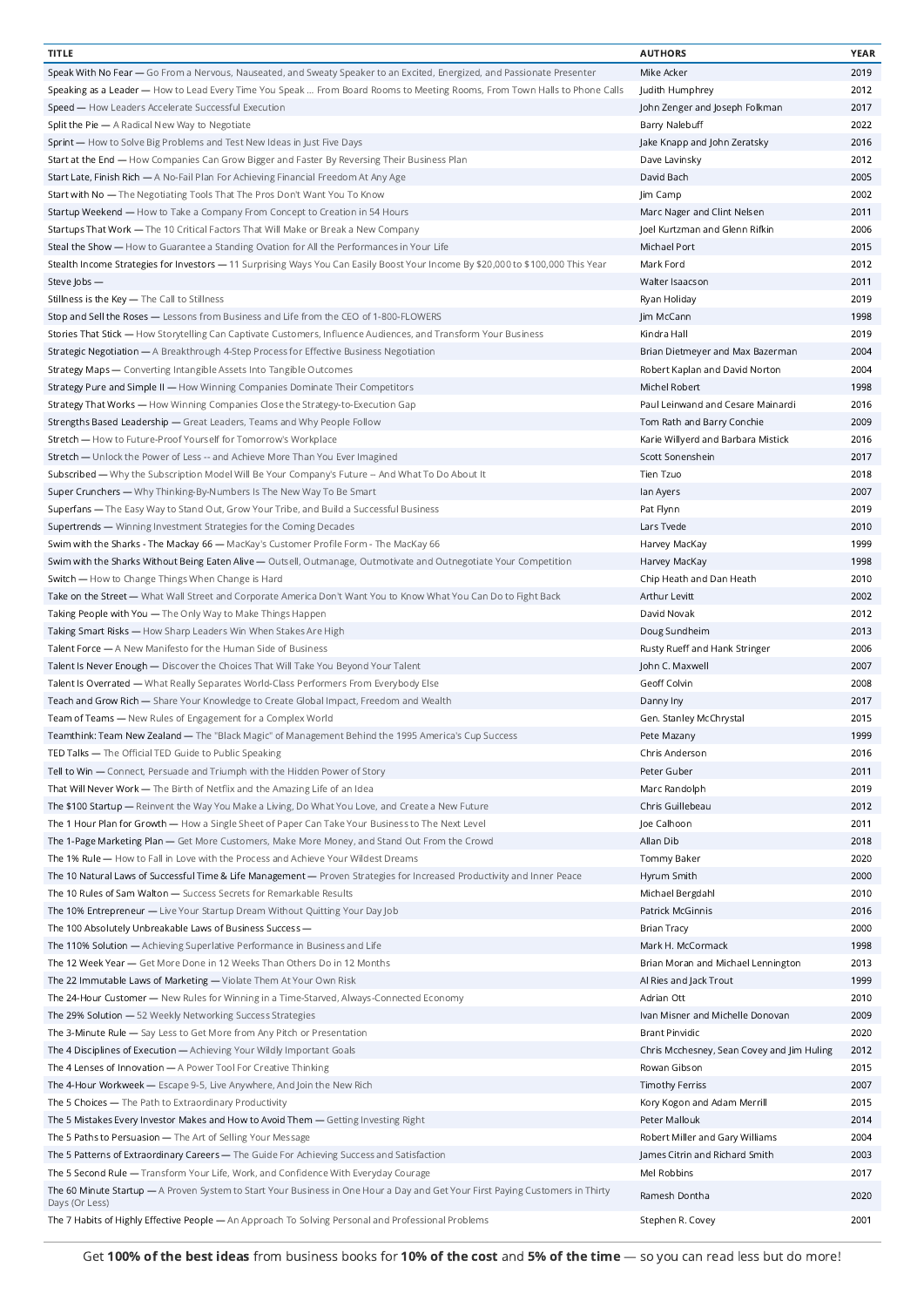| TITLE | AUTHORS | YEAR |
|---|---|---|
| Speak With No Fear — Go From a Nervous, Nauseated, and Sweaty Speaker to an Excited, Energized, and Passionate Presenter | Mike Acker | 2019 |
| Speaking as a Leader — How to Lead Every Time You Speak ... From Board Rooms to Meeting Rooms, From Town Halls to Phone Calls | Judith Humphrey | 2012 |
| Speed — How Leaders Accelerate Successful Execution | John Zenger and Joseph Folkman | 2017 |
| Split the Pie — A Radical New Way to Negotiate | Barry Nalebuff | 2022 |
| Sprint — How to Solve Big Problems and Test New Ideas in Just Five Days | Jake Knapp and John Zeratsky | 2016 |
| Start at the End — How Companies Can Grow Bigger and Faster By Reversing Their Business Plan | Dave Lavinsky | 2012 |
| Start Late, Finish Rich — A No-Fail Plan For Achieving Financial Freedom At Any Age | David Bach | 2005 |
| Start with No — The Negotiating Tools That The Pros Don't Want You To Know | Jim Camp | 2002 |
| Startup Weekend — How to Take a Company From Concept to Creation in 54 Hours | Marc Nager and Clint Nelsen | 2011 |
| Startups That Work — The 10 Critical Factors That Will Make or Break a New Company | Joel Kurtzman and Glenn Rifkin | 2006 |
| Steal the Show — How to Guarantee a Standing Ovation for All the Performances in Your Life | Michael Port | 2015 |
| Stealth Income Strategies for Investors — 11 Surprising Ways You Can Easily Boost Your Income By $20,000 to $100,000 This Year | Mark Ford | 2012 |
| Steve Jobs — | Walter Isaacson | 2011 |
| Stillness is the Key — The Call to Stillness | Ryan Holiday | 2019 |
| Stop and Sell the Roses — Lessons from Business and Life from the CEO of 1-800-FLOWERS | Jim McCann | 1998 |
| Stories That Stick — How Storytelling Can Captivate Customers, Influence Audiences, and Transform Your Business | Kindra Hall | 2019 |
| Strategic Negotiation — A Breakthrough 4-Step Process for Effective Business Negotiation | Brian Dietmeyer and Max Bazerman | 2004 |
| Strategy Maps — Converting Intangible Assets Into Tangible Outcomes | Robert Kaplan and David Norton | 2004 |
| Strategy Pure and Simple II — How Winning Companies Dominate Their Competitors | Michel Robert | 1998 |
| Strategy That Works — How Winning Companies Close the Strategy-to-Execution Gap | Paul Leinwand and Cesare Mainardi | 2016 |
| Strengths Based Leadership — Great Leaders, Teams and Why People Follow | Tom Rath and Barry Conchie | 2009 |
| Stretch — How to Future-Proof Yourself for Tomorrow's Workplace | Karie Willyerd and Barbara Mistick | 2016 |
| Stretch — Unlock the Power of Less -- and Achieve More Than You Ever Imagined | Scott Sonenshein | 2017 |
| Subscribed — Why the Subscription Model Will Be Your Company's Future -- And What To Do About It | Tien Tzuo | 2018 |
| Super Crunchers — Why Thinking-By-Numbers Is The New Way To Be Smart | Ian Ayers | 2007 |
| Superfans — The Easy Way to Stand Out, Grow Your Tribe, and Build a Successful Business | Pat Flynn | 2019 |
| Supertrends — Winning Investment Strategies for the Coming Decades | Lars Tvede | 2010 |
| Swim with the Sharks - The Mackay 66 — MacKay's Customer Profile Form - The MacKay 66 | Harvey MacKay | 1999 |
| Swim with the Sharks Without Being Eaten Alive — Outsell, Outmanage, Outmotivate and Outnegotiate Your Competition | Harvey MacKay | 1998 |
| Switch — How to Change Things When Change is Hard | Chip Heath and Dan Heath | 2010 |
| Take on the Street — What Wall Street and Corporate America Don't Want You to Know What You Can Do to Fight Back | Arthur Levitt | 2002 |
| Taking People with You — The Only Way to Make Things Happen | David Novak | 2012 |
| Taking Smart Risks — How Sharp Leaders Win When Stakes Are High | Doug Sundheim | 2013 |
| Talent Force — A New Manifesto for the Human Side of Business | Rusty Rueff and Hank Stringer | 2006 |
| Talent Is Never Enough — Discover the Choices That Will Take You Beyond Your Talent | John C. Maxwell | 2007 |
| Talent Is Overrated — What Really Separates World-Class Performers From Everybody Else | Geoff Colvin | 2008 |
| Teach and Grow Rich — Share Your Knowledge to Create Global Impact, Freedom and Wealth | Danny Iny | 2017 |
| Team of Teams — New Rules of Engagement for a Complex World | Gen. Stanley McChrystal | 2015 |
| Teamthink: Team New Zealand — The "Black Magic" of Management Behind the 1995 America's Cup Success | Pete Mazany | 1999 |
| TED Talks — The Official TED Guide to Public Speaking | Chris Anderson | 2016 |
| Tell to Win — Connect, Persuade and Triumph with the Hidden Power of Story | Peter Guber | 2011 |
| That Will Never Work — The Birth of Netflix and the Amazing Life of an Idea | Marc Randolph | 2019 |
| The $100 Startup — Reinvent the Way You Make a Living, Do What You Love, and Create a New Future | Chris Guillebeau | 2012 |
| The 1 Hour Plan for Growth — How a Single Sheet of Paper Can Take Your Business to The Next Level | Joe Calhoon | 2011 |
| The 1-Page Marketing Plan — Get More Customers, Make More Money, and Stand Out From the Crowd | Allan Dib | 2018 |
| The 1% Rule — How to Fall in Love with the Process and Achieve Your Wildest Dreams | Tommy Baker | 2020 |
| The 10 Natural Laws of Successful Time & Life Management — Proven Strategies for Increased Productivity and Inner Peace | Hyrum Smith | 2000 |
| The 10 Rules of Sam Walton — Success Secrets for Remarkable Results | Michael Bergdahl | 2010 |
| The 10% Entrepreneur — Live Your Startup Dream Without Quitting Your Day Job | Patrick McGinnis | 2016 |
| The 100 Absolutely Unbreakable Laws of Business Success — | Brian Tracy | 2000 |
| The 110% Solution — Achieving Superlative Performance in Business and Life | Mark H. McCormack | 1998 |
| The 12 Week Year — Get More Done in 12 Weeks Than Others Do in 12 Months | Brian Moran and Michael Lennington | 2013 |
| The 22 Immutable Laws of Marketing — Violate Them At Your Own Risk | Al Ries and Jack Trout | 1999 |
| The 24-Hour Customer — New Rules for Winning in a Time-Starved, Always-Connected Economy | Adrian Ott | 2010 |
| The 29% Solution — 52 Weekly Networking Success Strategies | Ivan Misner and Michelle Donovan | 2009 |
| The 3-Minute Rule — Say Less to Get More from Any Pitch or Presentation | Brant Pinvidic | 2020 |
| The 4 Disciplines of Execution — Achieving Your Wildly Important Goals | Chris Mcchesney, Sean Covey and Jim Huling | 2012 |
| The 4 Lenses of Innovation — A Power Tool For Creative Thinking | Rowan Gibson | 2015 |
| The 4-Hour Workweek — Escape 9-5, Live Anywhere, And Join the New Rich | Timothy Ferriss | 2007 |
| The 5 Choices — The Path to Extraordinary Productivity | Kory Kogon and Adam Merrill | 2015 |
| The 5 Mistakes Every Investor Makes and How to Avoid Them — Getting Investing Right | Peter Mallouk | 2014 |
| The 5 Paths to Persuasion — The Art of Selling Your Message | Robert Miller and Gary Williams | 2004 |
| The 5 Patterns of Extraordinary Careers — The Guide For Achieving Success and Satisfaction | James Citrin and Richard Smith | 2003 |
| The 5 Second Rule — Transform Your Life, Work, and Confidence With Everyday Courage | Mel Robbins | 2017 |
| The 60 Minute Startup — A Proven System to Start Your Business in One Hour a Day and Get Your First Paying Customers in Thirty Days (Or Less) | Ramesh Dontha | 2020 |
| The 7 Habits of Highly Effective People — An Approach To Solving Personal and Professional Problems | Stephen R. Covey | 2001 |

Get **100% of the best ideas** from business books for **10% of the cost** and **5% of the time** — so you can read less but do more!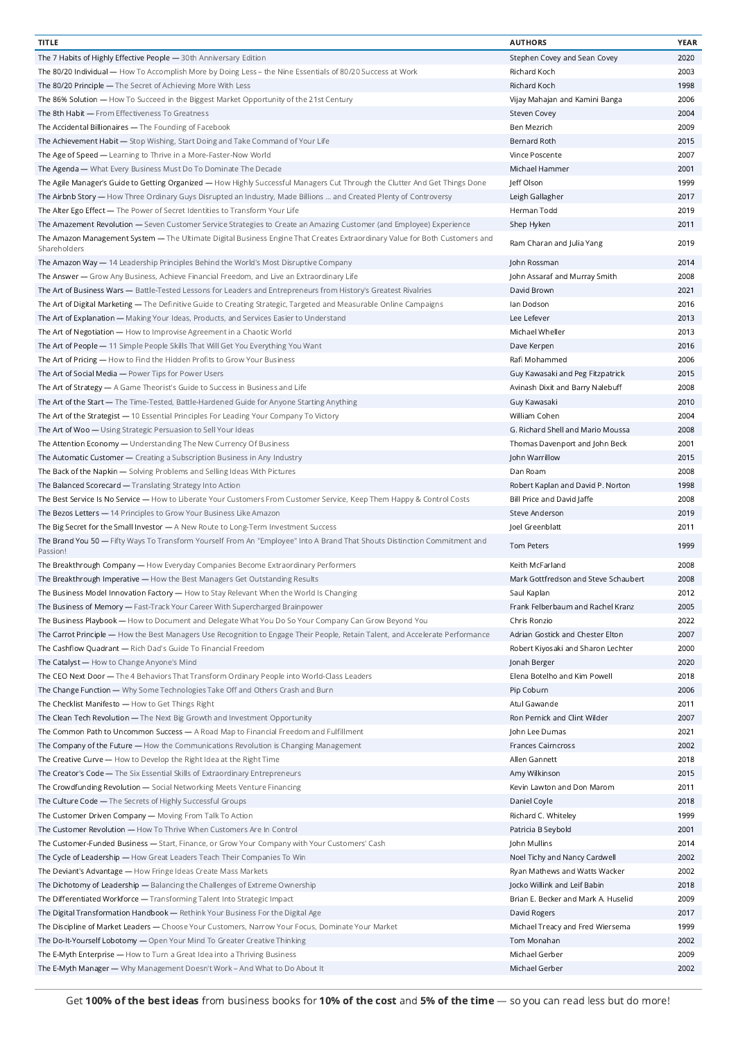| TITLE | AUTHORS | YEAR |
| --- | --- | --- |
| The 7 Habits of Highly Effective People — 30th Anniversary Edition | Stephen Covey and Sean Covey | 2020 |
| The 80/20 Individual — How To Accomplish More by Doing Less – the Nine Essentials of 80/20 Success at Work | Richard Koch | 2003 |
| The 80/20 Principle — The Secret of Achieving More With Less | Richard Koch | 1998 |
| The 86% Solution — How To Succeed in the Biggest Market Opportunity of the 21st Century | Vijay Mahajan and Kamini Banga | 2006 |
| The 8th Habit — From Effectiveness To Greatness | Steven Covey | 2004 |
| The Accidental Billionaires — The Founding of Facebook | Ben Mezrich | 2009 |
| The Achievement Habit — Stop Wishing, Start Doing and Take Command of Your Life | Bernard Roth | 2015 |
| The Age of Speed — Learning to Thrive in a More-Faster-Now World | Vince Poscente | 2007 |
| The Agenda — What Every Business Must Do To Dominate The Decade | Michael Hammer | 2001 |
| The Agile Manager's Guide to Getting Organized — How Highly Successful Managers Cut Through the Clutter And Get Things Done | Jeff Olson | 1999 |
| The Airbnb Story — How Three Ordinary Guys Disrupted an Industry, Made Billions ... and Created Plenty of Controversy | Leigh Gallagher | 2017 |
| The Alter Ego Effect — The Power of Secret Identities to Transform Your Life | Herman Todd | 2019 |
| The Amazement Revolution — Seven Customer Service Strategies to Create an Amazing Customer (and Employee) Experience | Shep Hyken | 2011 |
| The Amazon Management System — The Ultimate Digital Business Engine That Creates Extraordinary Value for Both Customers and Shareholders | Ram Charan and Julia Yang | 2019 |
| The Amazon Way — 14 Leadership Principles Behind the World's Most Disruptive Company | John Rossman | 2014 |
| The Answer — Grow Any Business, Achieve Financial Freedom, and Live an Extraordinary Life | John Assaraf and Murray Smith | 2008 |
| The Art of Business Wars — Battle-Tested Lessons for Leaders and Entrepreneurs from History's Greatest Rivalries | David Brown | 2021 |
| The Art of Digital Marketing — The Definitive Guide to Creating Strategic, Targeted and Measurable Online Campaigns | Ian Dodson | 2016 |
| The Art of Explanation — Making Your Ideas, Products, and Services Easier to Understand | Lee Lefever | 2013 |
| The Art of Negotiation — How to Improvise Agreement in a Chaotic World | Michael Wheller | 2013 |
| The Art of People — 11 Simple People Skills That Will Get You Everything You Want | Dave Kerpen | 2016 |
| The Art of Pricing — How to Find the Hidden Profits to Grow Your Business | Rafi Mohammed | 2006 |
| The Art of Social Media — Power Tips for Power Users | Guy Kawasaki and Peg Fitzpatrick | 2015 |
| The Art of Strategy — A Game Theorist's Guide to Success in Business and Life | Avinash Dixit and Barry Nalebuff | 2008 |
| The Art of the Start — The Time-Tested, Battle-Hardened Guide for Anyone Starting Anything | Guy Kawasaki | 2010 |
| The Art of the Strategist — 10 Essential Principles For Leading Your Company To Victory | William Cohen | 2004 |
| The Art of Woo — Using Strategic Persuasion to Sell Your Ideas | G. Richard Shell and Mario Moussa | 2008 |
| The Attention Economy — Understanding The New Currency Of Business | Thomas Davenport and John Beck | 2001 |
| The Automatic Customer — Creating a Subscription Business in Any Industry | John Warrillow | 2015 |
| The Back of the Napkin — Solving Problems and Selling Ideas With Pictures | Dan Roam | 2008 |
| The Balanced Scorecard — Translating Strategy Into Action | Robert Kaplan and David P. Norton | 1998 |
| The Best Service Is No Service — How to Liberate Your Customers From Customer Service, Keep Them Happy & Control Costs | Bill Price and David Jaffe | 2008 |
| The Bezos Letters — 14 Principles to Grow Your Business Like Amazon | Steve Anderson | 2019 |
| The Big Secret for the Small Investor — A New Route to Long-Term Investment Success | Joel Greenblatt | 2011 |
| The Brand You 50 — Fifty Ways To Transform Yourself From An "Employee" Into A Brand That Shouts Distinction Commitment and Passion! | Tom Peters | 1999 |
| The Breakthrough Company — How Everyday Companies Become Extraordinary Performers | Keith McFarland | 2008 |
| The Breakthrough Imperative — How the Best Managers Get Outstanding Results | Mark Gottfredson and Steve Schaubert | 2008 |
| The Business Model Innovation Factory — How to Stay Relevant When the World Is Changing | Saul Kaplan | 2012 |
| The Business of Memory — Fast-Track Your Career With Supercharged Brainpower | Frank Felberbaum and Rachel Kranz | 2005 |
| The Business Playbook — How to Document and Delegate What You Do So Your Company Can Grow Beyond You | Chris Ronzio | 2022 |
| The Carrot Principle — How the Best Managers Use Recognition to Engage Their People, Retain Talent, and Accelerate Performance | Adrian Gostick and Chester Elton | 2007 |
| The Cashflow Quadrant — Rich Dad's Guide To Financial Freedom | Robert Kiyosaki and Sharon Lechter | 2000 |
| The Catalyst — How to Change Anyone's Mind | Jonah Berger | 2020 |
| The CEO Next Door — The 4 Behaviors That Transform Ordinary People into World-Class Leaders | Elena Botelho and Kim Powell | 2018 |
| The Change Function — Why Some Technologies Take Off and Others Crash and Burn | Pip Coburn | 2006 |
| The Checklist Manifesto — How to Get Things Right | Atul Gawande | 2011 |
| The Clean Tech Revolution — The Next Big Growth and Investment Opportunity | Ron Pernick and Clint Wilder | 2007 |
| The Common Path to Uncommon Success — A Road Map to Financial Freedom and Fulfillment | John Lee Dumas | 2021 |
| The Company of the Future — How the Communications Revolution is Changing Management | Frances Cairncross | 2002 |
| The Creative Curve — How to Develop the Right Idea at the Right Time | Allen Gannett | 2018 |
| The Creator's Code — The Six Essential Skills of Extraordinary Entrepreneurs | Amy Wilkinson | 2015 |
| The Crowdfunding Revolution — Social Networking Meets Venture Financing | Kevin Lawton and Don Marom | 2011 |
| The Culture Code — The Secrets of Highly Successful Groups | Daniel Coyle | 2018 |
| The Customer Driven Company — Moving From Talk To Action | Richard C. Whiteley | 1999 |
| The Customer Revolution — How To Thrive When Customers Are In Control | Patricia B Seybold | 2001 |
| The Customer-Funded Business — Start, Finance, or Grow Your Company with Your Customers' Cash | John Mullins | 2014 |
| The Cycle of Leadership — How Great Leaders Teach Their Companies To Win | Noel Tichy and Nancy Cardwell | 2002 |
| The Deviant's Advantage — How Fringe Ideas Create Mass Markets | Ryan Mathews and Watts Wacker | 2002 |
| The Dichotomy of Leadership — Balancing the Challenges of Extreme Ownership | Jocko Willink and Leif Babin | 2018 |
| The Differentiated Workforce — Transforming Talent Into Strategic Impact | Brian E. Becker and Mark A. Huselid | 2009 |
| The Digital Transformation Handbook — Rethink Your Business For the Digital Age | David Rogers | 2017 |
| The Discipline of Market Leaders — Choose Your Customers, Narrow Your Focus, Dominate Your Market | Michael Treacy and Fred Wiersema | 1999 |
| The Do-It-Yourself Lobotomy — Open Your Mind To Greater Creative Thinking | Tom Monahan | 2002 |
| The E-Myth Enterprise — How to Turn a Great Idea into a Thriving Business | Michael Gerber | 2009 |
| The E-Myth Manager — Why Management Doesn't Work – And What to Do About It | Michael Gerber | 2002 |

Get **100% of the best ideas** from business books for **10% of the cost** and **5% of the time** — so you can read less but do more!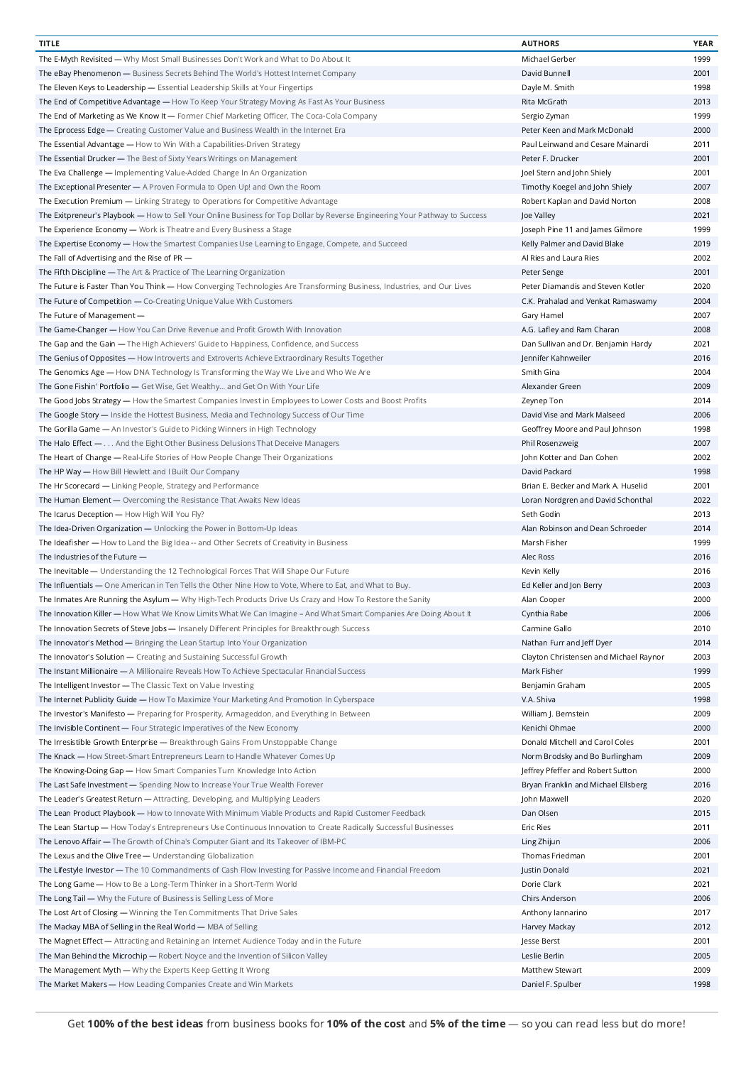| TITLE | AUTHORS | YEAR |
|---|---|---|
| The E-Myth Revisited — Why Most Small Businesses Don't Work and What to Do About It | Michael Gerber | 1999 |
| The eBay Phenomenon — Business Secrets Behind The World's Hottest Internet Company | David Bunnell | 2001 |
| The Eleven Keys to Leadership — Essential Leadership Skills at Your Fingertips | Dayle M. Smith | 1998 |
| The End of Competitive Advantage — How To Keep Your Strategy Moving As Fast As Your Business | Rita McGrath | 2013 |
| The End of Marketing as We Know It — Former Chief Marketing Officer, The Coca-Cola Company | Sergio Zyman | 1999 |
| The Eprocess Edge — Creating Customer Value and Business Wealth in the Internet Era | Peter Keen and Mark McDonald | 2000 |
| The Essential Advantage — How to Win With a Capabilities-Driven Strategy | Paul Leinwand and Cesare Mainardi | 2011 |
| The Essential Drucker — The Best of Sixty Years Writings on Management | Peter F. Drucker | 2001 |
| The Eva Challenge — Implementing Value-Added Change In An Organization | Joel Stern and John Shiely | 2001 |
| The Exceptional Presenter — A Proven Formula to Open Up! and Own the Room | Timothy Koegel and John Shiely | 2007 |
| The Execution Premium — Linking Strategy to Operations for Competitive Advantage | Robert Kaplan and David Norton | 2008 |
| The Exitpreneur's Playbook — How to Sell Your Online Business for Top Dollar by Reverse Engineering Your Pathway to Success | Joe Valley | 2021 |
| The Experience Economy — Work is Theatre and Every Business a Stage | Joseph Pine 11 and James Gilmore | 1999 |
| The Expertise Economy — How the Smartest Companies Use Learning to Engage, Compete, and Succeed | Kelly Palmer and David Blake | 2019 |
| The Fall of Advertising and the Rise of PR — | Al Ries and Laura Ries | 2002 |
| The Fifth Discipline — The Art & Practice of The Learning Organization | Peter Senge | 2001 |
| The Future is Faster Than You Think — How Converging Technologies Are Transforming Business, Industries, and Our Lives | Peter Diamandis and Steven Kotler | 2020 |
| The Future of Competition — Co-Creating Unique Value With Customers | C.K. Prahalad and Venkat Ramaswamy | 2004 |
| The Future of Management — | Gary Hamel | 2007 |
| The Game-Changer — How You Can Drive Revenue and Profit Growth With Innovation | A.G. Lafley and Ram Charan | 2008 |
| The Gap and the Gain — The High Achievers' Guide to Happiness, Confidence, and Success | Dan Sullivan and Dr. Benjamin Hardy | 2021 |
| The Genius of Opposites — How Introverts and Extroverts Achieve Extraordinary Results Together | Jennifer Kahnweiler | 2016 |
| The Genomics Age — How DNA Technology Is Transforming the Way We Live and Who We Are | Smith Gina | 2004 |
| The Gone Fishin' Portfolio — Get Wise, Get Wealthy... and Get On With Your Life | Alexander Green | 2009 |
| The Good Jobs Strategy — How the Smartest Companies Invest in Employees to Lower Costs and Boost Profits | Zeynep Ton | 2014 |
| The Google Story — Inside the Hottest Business, Media and Technology Success of Our Time | David Vise and Mark Malseed | 2006 |
| The Gorilla Game — An Investor's Guide to Picking Winners in High Technology | Geoffrey Moore and Paul Johnson | 1998 |
| The Halo Effect — . . . And the Eight Other Business Delusions That Deceive Managers | Phil Rosenzweig | 2007 |
| The Heart of Change — Real-Life Stories of How People Change Their Organizations | John Kotter and Dan Cohen | 2002 |
| The HP Way — How Bill Hewlett and I Built Our Company | David Packard | 1998 |
| The Hr Scorecard — Linking People, Strategy and Performance | Brian E. Becker and Mark A. Huselid | 2001 |
| The Human Element — Overcoming the Resistance That Awaits New Ideas | Loran Nordgren and David Schonthal | 2022 |
| The Icarus Deception — How High Will You Fly? | Seth Godin | 2013 |
| The Idea-Driven Organization — Unlocking the Power in Bottom-Up Ideas | Alan Robinson and Dean Schroeder | 2014 |
| The Ideafisher — How to Land the Big Idea -- and Other Secrets of Creativity in Business | Marsh Fisher | 1999 |
| The Industries of the Future — | Alec Ross | 2016 |
| The Inevitable — Understanding the 12 Technological Forces That Will Shape Our Future | Kevin Kelly | 2016 |
| The Influentials — One American in Ten Tells the Other Nine How to Vote, Where to Eat, and What to Buy. | Ed Keller and Jon Berry | 2003 |
| The Inmates Are Running the Asylum — Why High-Tech Products Drive Us Crazy and How To Restore the Sanity | Alan Cooper | 2000 |
| The Innovation Killer — How What We Know Limits What We Can Imagine – And What Smart Companies Are Doing About It | Cynthia Rabe | 2006 |
| The Innovation Secrets of Steve Jobs — Insanely Different Principles for Breakthrough Success | Carmine Gallo | 2010 |
| The Innovator's Method — Bringing the Lean Startup Into Your Organization | Nathan Furr and Jeff Dyer | 2014 |
| The Innovator's Solution — Creating and Sustaining Successful Growth | Clayton Christensen and Michael Raynor | 2003 |
| The Instant Millionaire — A Millionaire Reveals How To Achieve Spectacular Financial Success | Mark Fisher | 1999 |
| The Intelligent Investor — The Classic Text on Value Investing | Benjamin Graham | 2005 |
| The Internet Publicity Guide — How To Maximize Your Marketing And Promotion In Cyberspace | V.A. Shiva | 1998 |
| The Investor's Manifesto — Preparing for Prosperity, Armageddon, and Everything In Between | William J. Bernstein | 2009 |
| The Invisible Continent — Four Strategic Imperatives of the New Economy | Kenichi Ohmae | 2000 |
| The Irresistible Growth Enterprise — Breakthrough Gains From Unstoppable Change | Donald Mitchell and Carol Coles | 2001 |
| The Knack — How Street-Smart Entrepreneurs Learn to Handle Whatever Comes Up | Norm Brodsky and Bo Burlingham | 2009 |
| The Knowing-Doing Gap — How Smart Companies Turn Knowledge Into Action | Jeffrey Pfeffer and Robert Sutton | 2000 |
| The Last Safe Investment — Spending Now to Increase Your True Wealth Forever | Bryan Franklin and Michael Ellsberg | 2016 |
| The Leader's Greatest Return — Attracting, Developing, and Multiplying Leaders | John Maxwell | 2020 |
| The Lean Product Playbook — How to Innovate With Minimum Viable Products and Rapid Customer Feedback | Dan Olsen | 2015 |
| The Lean Startup — How Today's Entrepreneurs Use Continuous Innovation to Create Radically Successful Businesses | Eric Ries | 2011 |
| The Lenovo Affair — The Growth of China's Computer Giant and Its Takeover of IBM-PC | Ling Zhijun | 2006 |
| The Lexus and the Olive Tree — Understanding Globalization | Thomas Friedman | 2001 |
| The Lifestyle Investor — The 10 Commandments of Cash Flow Investing for Passive Income and Financial Freedom | Justin Donald | 2021 |
| The Long Game — How to Be a Long-Term Thinker in a Short-Term World | Dorie Clark | 2021 |
| The Long Tail — Why the Future of Business is Selling Less of More | Chirs Anderson | 2006 |
| The Lost Art of Closing — Winning the Ten Commitments That Drive Sales | Anthony Iannarino | 2017 |
| The Mackay MBA of Selling in the Real World — MBA of Selling | Harvey Mackay | 2012 |
| The Magnet Effect — Attracting and Retaining an Internet Audience Today and in the Future | Jesse Berst | 2001 |
| The Man Behind the Microchip — Robert Noyce and the Invention of Silicon Valley | Leslie Berlin | 2005 |
| The Management Myth — Why the Experts Keep Getting It Wrong | Matthew Stewart | 2009 |
| The Market Makers — How Leading Companies Create and Win Markets | Daniel F. Spulber | 1998 |

Get **100% of the best ideas** from business books for **10% of the cost** and **5% of the time** — so you can read less but do more!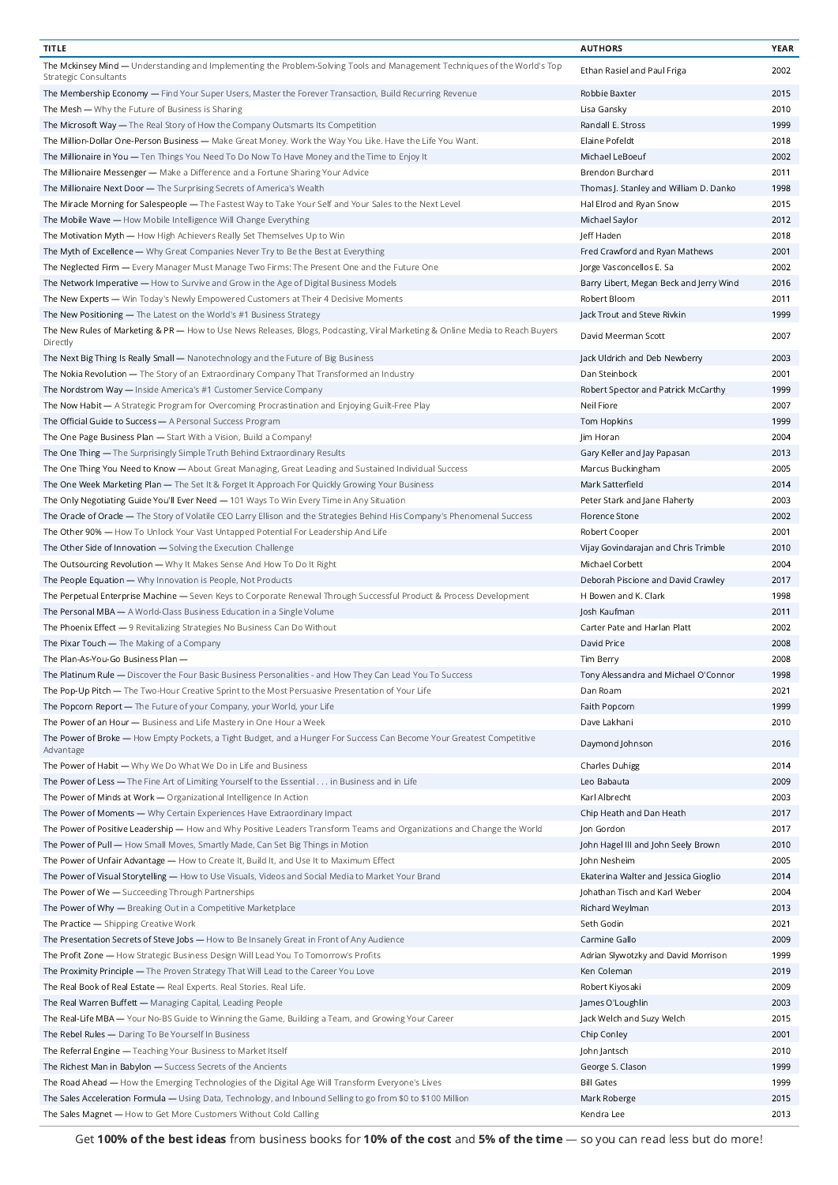| TITLE | AUTHORS | YEAR |
| --- | --- | --- |
| The Mckinsey Mind — Understanding and Implementing the Problem-Solving Tools and Management Techniques of the World's Top Strategic Consultants | Ethan Rasiel and Paul Friga | 2002 |
| The Membership Economy — Find Your Super Users, Master the Forever Transaction, Build Recurring Revenue | Robbie Baxter | 2015 |
| The Mesh — Why the Future of Business is Sharing | Lisa Gansky | 2010 |
| The Microsoft Way — The Real Story of How the Company Outsmarts Its Competition | Randall E. Stross | 1999 |
| The Million-Dollar One-Person Business — Make Great Money. Work the Way You Like. Have the Life You Want. | Elaine Pofeldt | 2018 |
| The Millionaire in You — Ten Things You Need To Do Now To Have Money and the Time to Enjoy It | Michael LeBoeuf | 2002 |
| The Millionaire Messenger — Make a Difference and a Fortune Sharing Your Advice | Brendon Burchard | 2011 |
| The Millionaire Next Door — The Surprising Secrets of America's Wealth | Thomas J. Stanley and William D. Danko | 1998 |
| The Miracle Morning for Salespeople — The Fastest Way to Take Your Self and Your Sales to the Next Level | Hal Elrod and Ryan Snow | 2015 |
| The Mobile Wave — How Mobile Intelligence Will Change Everything | Michael Saylor | 2012 |
| The Motivation Myth — How High Achievers Really Set Themselves Up to Win | Jeff Haden | 2018 |
| The Myth of Excellence — Why Great Companies Never Try to Be the Best at Everything | Fred Crawford and Ryan Mathews | 2001 |
| The Neglected Firm — Every Manager Must Manage Two Firms: The Present One and the Future One | Jorge Vasconcellos E. Sa | 2002 |
| The Network Imperative — How to Survive and Grow in the Age of Digital Business Models | Barry Libert, Megan Beck and Jerry Wind | 2016 |
| The New Experts — Win Today's Newly Empowered Customers at Their 4 Decisive Moments | Robert Bloom | 2011 |
| The New Positioning — The Latest on the World's #1 Business Strategy | Jack Trout and Steve Rivkin | 1999 |
| The New Rules of Marketing & PR — How to Use News Releases, Blogs, Podcasting, Viral Marketing & Online Media to Reach Buyers Directly | David Meerman Scott | 2007 |
| The Next Big Thing Is Really Small — Nanotechnology and the Future of Big Business | Jack Uldrich and Deb Newberry | 2003 |
| The Nokia Revolution — The Story of an Extraordinary Company That Transformed an Industry | Dan Steinbock | 2001 |
| The Nordstrom Way — Inside America's #1 Customer Service Company | Robert Spector and Patrick McCarthy | 1999 |
| The Now Habit — A Strategic Program for Overcoming Procrastination and Enjoying Guilt-Free Play | Neil Fiore | 2007 |
| The Official Guide to Success — A Personal Success Program | Tom Hopkins | 1999 |
| The One Page Business Plan — Start With a Vision, Build a Company! | Jim Horan | 2004 |
| The One Thing — The Surprisingly Simple Truth Behind Extraordinary Results | Gary Keller and Jay Papasan | 2013 |
| The One Thing You Need to Know — About Great Managing, Great Leading and Sustained Individual Success | Marcus Buckingham | 2005 |
| The One Week Marketing Plan — The Set It & Forget It Approach For Quickly Growing Your Business | Mark Satterfield | 2014 |
| The Only Negotiating Guide You'll Ever Need — 101 Ways To Win Every Time in Any Situation | Peter Stark and Jane Flaherty | 2003 |
| The Oracle of Oracle — The Story of Volatile CEO Larry Ellison and the Strategies Behind His Company's Phenomenal Success | Florence Stone | 2002 |
| The Other 90% — How To Unlock Your Vast Untapped Potential For Leadership And Life | Robert Cooper | 2001 |
| The Other Side of Innovation — Solving the Execution Challenge | Vijay Govindarajan and Chris Trimble | 2010 |
| The Outsourcing Revolution — Why It Makes Sense And How To Do It Right | Michael Corbett | 2004 |
| The People Equation — Why Innovation is People, Not Products | Deborah Piscione and David Crawley | 2017 |
| The Perpetual Enterprise Machine — Seven Keys to Corporate Renewal Through Successful Product & Process Development | H Bowen and K. Clark | 1998 |
| The Personal MBA — A World-Class Business Education in a Single Volume | Josh Kaufman | 2011 |
| The Phoenix Effect — 9 Revitalizing Strategies No Business Can Do Without | Carter Pate and Harlan Platt | 2002 |
| The Pixar Touch — The Making of a Company | David Price | 2008 |
| The Plan-As-You-Go Business Plan — | Tim Berry | 2008 |
| The Platinum Rule — Discover the Four Basic Business Personalities - and How They Can Lead You To Success | Tony Alessandra and Michael O'Connor | 1998 |
| The Pop-Up Pitch — The Two-Hour Creative Sprint to the Most Persuasive Presentation of Your Life | Dan Roam | 2021 |
| The Popcorn Report — The Future of your Company, your World, your Life | Faith Popcorn | 1999 |
| The Power of an Hour — Business and Life Mastery in One Hour a Week | Dave Lakhani | 2010 |
| The Power of Broke — How Empty Pockets, a Tight Budget, and a Hunger For Success Can Become Your Greatest Competitive Advantage | Daymond Johnson | 2016 |
| The Power of Habit — Why We Do What We Do in Life and Business | Charles Duhigg | 2014 |
| The Power of Less — The Fine Art of Limiting Yourself to the Essential . . . in Business and in Life | Leo Babauta | 2009 |
| The Power of Minds at Work — Organizational Intelligence In Action | Karl Albrecht | 2003 |
| The Power of Moments — Why Certain Experiences Have Extraordinary Impact | Chip Heath and Dan Heath | 2017 |
| The Power of Positive Leadership — How and Why Positive Leaders Transform Teams and Organizations and Change the World | Jon Gordon | 2017 |
| The Power of Pull — How Small Moves, Smartly Made, Can Set Big Things in Motion | John Hagel III and John Seely Brown | 2010 |
| The Power of Unfair Advantage — How to Create It, Build It, and Use It to Maximum Effect | John Nesheim | 2005 |
| The Power of Visual Storytelling — How to Use Visuals, Videos and Social Media to Market Your Brand | Ekaterina Walter and Jessica Gioglio | 2014 |
| The Power of We — Succeeding Through Partnerships | Johathan Tisch and Karl Weber | 2004 |
| The Power of Why — Breaking Out in a Competitive Marketplace | Richard Weylman | 2013 |
| The Practice — Shipping Creative Work | Seth Godin | 2021 |
| The Presentation Secrets of Steve Jobs — How to Be Insanely Great in Front of Any Audience | Carmine Gallo | 2009 |
| The Profit Zone — How Strategic Business Design Will Lead You To Tomorrow's Profits | Adrian Slywotzky and David Morrison | 1999 |
| The Proximity Principle — The Proven Strategy That Will Lead to the Career You Love | Ken Coleman | 2019 |
| The Real Book of Real Estate — Real Experts. Real Stories. Real Life. | Robert Kiyosaki | 2009 |
| The Real Warren Buffett — Managing Capital, Leading People | James O'Loughlin | 2003 |
| The Real-Life MBA — Your No-BS Guide to Winning the Game, Building a Team, and Growing Your Career | Jack Welch and Suzy Welch | 2015 |
| The Rebel Rules — Daring To Be Yourself In Business | Chip Conley | 2001 |
| The Referral Engine — Teaching Your Business to Market Itself | John Jantsch | 2010 |
| The Richest Man in Babylon — Success Secrets of the Ancients | George S. Clason | 1999 |
| The Road Ahead — How the Emerging Technologies of the Digital Age Will Transform Everyone's Lives | Bill Gates | 1999 |
| The Sales Acceleration Formula — Using Data, Technology, and Inbound Selling to go from $0 to $100 Million | Mark Roberge | 2015 |
| The Sales Magnet — How to Get More Customers Without Cold Calling | Kendra Lee | 2013 |

Get **100% of the best ideas** from business books for **10% of the cost** and **5% of the time** — so you can read less but do more!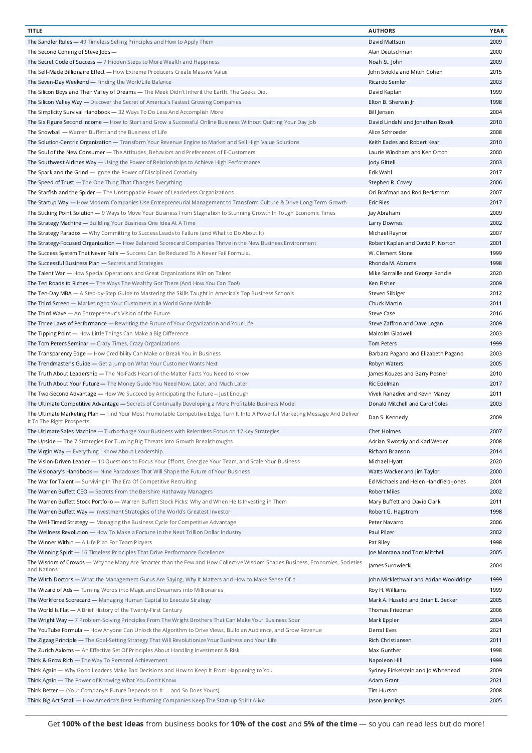| TITLE | AUTHORS | YEAR |
|---|---|---|
| The Sandler Rules — 49 Timeless Selling Principles and How to Apply Them | David Mattson | 2009 |
| The Second Coming of Steve Jobs — | Alan Deutschman | 2000 |
| The Secret Code of Success — 7 Hidden Steps to More Wealth and Happiness | Noah St. John | 2009 |
| The Self-Made Billionaire Effect — How Extreme Producers Create Massive Value | John Sviokla and Mitch Cohen | 2015 |
| The Seven-Day Weekend — Finding the Work/Life Balance | Ricardo Semler | 2003 |
| The Silicon Boys and Their Valley of Dreams — The Meek Didn't Inherit the Earth. The Geeks Did. | David Kaplan | 1999 |
| The Silicon Valley Way — Discover the Secret of America's Fastest Growing Companies | Elton B. Sherwin Jr | 1998 |
| The Simplicity Survival Handbook — 32 Ways To Do Less And Accomplish More | Bill Jensen | 2004 |
| The Six Figure Second Income — How to Start and Grow a Successful Online Business Without Quitting Your Day Job | David Lindahl and Jonathan Rozek | 2010 |
| The Snowball — Warren Buffett and the Business of Life | Alice Schroeder | 2008 |
| The Solution-Centric Organization — Transform Your Revenue Engine to Market and Sell High Value Solutions | Keith Eades and Robert Kear | 2010 |
| The Soul of the New Consumer — The Attitudes, Behaviors and Preferences of E-Customers | Laurie Windham and Ken Orton | 2000 |
| The Southwest Airlines Way — Using the Power of Relationships to Achieve High Performance | Jody Gittell | 2003 |
| The Spark and the Grind — Ignite the Power of Disciplined Creativity | Erik Wahl | 2017 |
| The Speed of Trust — The One Thing That Changes Everything | Stephen R. Covey | 2006 |
| The Starfish and the Spider — The Unstoppable Power of Leaderless Organizations | Ori Brafman and Rod Beckstrom | 2007 |
| The Startup Way — How Modern Companies Use Entrepreneurial Management to Transform Culture & Drive Long-Term Growth | Eric Ries | 2017 |
| The Sticking Point Solution — 9 Ways to Move Your Business From Stagnation to Stunning Growth In Tough Economic Times | Jay Abraham | 2009 |
| The Strategy Machine — Building Your Business One Idea At A Time | Larry Downes | 2002 |
| The Strategy Paradox — Why Committing to Success Leads to Failure (and What to Do About It) | Michael Raynor | 2007 |
| The Strategy-Focused Organization — How Balanced Scorecard Companies Thrive in the New Business Environment | Robert Kaplan and David P. Norton | 2001 |
| The Success System That Never Fails — Success Can Be Reduced To A Never Fail Formula. | W. Clement Stone | 1999 |
| The Successful Business Plan — Secrets and Strategies | Rhonda M. Abrams | 1998 |
| The Talent War — How Special Operations and Great Organizations Win on Talent | Mike Sarraille and George Randle | 2020 |
| The Ten Roads to Riches — The Ways The Wealthy Got There (And How You Can Too!) | Ken Fisher | 2009 |
| The Ten-Day MBA — A Step-by-Step Guide to Mastering the Skills Taught in America's Top Business Schools | Steven Silbiger | 2012 |
| The Third Screen — Marketing to Your Customers in a World Gone Mobile | Chuck Martin | 2011 |
| The Third Wave — An Entrepreneur's Vision of the Future | Steve Case | 2016 |
| The Three Laws of Performance — Rewriting the Future of Your Organization and Your Life | Steve Zaffron and Dave Logan | 2009 |
| The Tipping Point — How Little Things Can Make a Big Difference | Malcolm Gladwell | 2003 |
| The Tom Peters Seminar — Crazy Times, Crazy Organizations | Tom Peters | 1999 |
| The Transparency Edge — How Credibility Can Make or Break You in Business | Barbara Pagano and Elizabeth Pagano | 2003 |
| The Trendmaster's Guide — Get a Jump on What Your Customer Wants Next | Robyn Waters | 2005 |
| The Truth About Leadership — The No-Fads Heart-of-the-Matter Facts You Need to Know | James Kouzes and Barry Posner | 2010 |
| The Truth About Your Future — The Money Guide You Need Now, Later, and Much Later | Ric Edelman | 2017 |
| The Two-Second Advantage — How We Succeed by Anticipating the Future -- Just Enough | Vivek Ranadive and Kevin Maney | 2011 |
| The Ultimate Competitive Advantage — Secrets of Continually Developing a More Profitable Business Model | Donald Mitchell and Carol Coles | 2003 |
| The Ultimate Marketing Plan — Find Your Most Promotable Competitive Edge, Turn It Into A Powerful Marketing Message And Deliver It To The Right Prospects | Dan S. Kennedy | 2009 |
| The Ultimate Sales Machine — Turbocharge Your Business with Relentless Focus on 12 Key Strategies | Chet Holmes | 2007 |
| The Upside — The 7 Strategies For Turning Big Threats into Growth Breakthroughs | Adrian Slwotzky and Karl Weber | 2008 |
| The Virgin Way — Everything I Know About Leadership | Richard Branson | 2014 |
| The Vision-Driven Leader — 10 Questions to Focus Your Efforts, Energize Your Team, and Scale Your Business | Michael Hyatt | 2020 |
| The Visionary's Handbook — Nine Paradoxes That Will Shape the Future of Your Business | Watts Wacker and Jim Taylor | 2000 |
| The War for Talent — Surviving In The Era Of Competitive Recruiting | Ed Michaels and Helen Handfield-Jones | 2001 |
| The Warren Buffett CEO — Secrets From the Bershire Hathaway Managers | Robert Miles | 2002 |
| The Warren Buffett Stock Portfolio — Warren Buffett Stock Picks: Why and When He Is Investing in Them | Mary Buffett and David Clark | 2011 |
| The Warren Buffett Way — Investment Strategies of the World's Greatest Investor | Robert G. Hagstrom | 1998 |
| The Well-Timed Strategy — Managing the Business Cycle for Competitive Advantage | Peter Navarro | 2006 |
| The Wellness Revolution — How To Make a Fortune in the Next Trillion Dollar Industry | Paul Pilzer | 2002 |
| The Winner Within — A Life Plan For Team Players | Pat Riley | 1998 |
| The Winning Spirit — 16 Timeless Principles That Drive Performance Excellence | Joe Montana and Tom Mitchell | 2005 |
| The Wisdom of Crowds — Why the Many Are Smarter than the Few and How Collective Wisdom Shapes Business, Economies, Societies and Nations | James Surowiecki | 2004 |
| The Witch Doctors — What the Management Gurus Are Saying, Why It Matters and How to Make Sense Of It | John Micklethwait and Adrian Wooldridge | 1999 |
| The Wizard of Ads — Turning Words into Magic and Dreamers into Millionaires | Roy H. Williams | 1999 |
| The Workforce Scorecard — Managing Human Capital to Execute Strategy | Mark A. Huselid and Brian E. Becker | 2005 |
| The World Is Flat — A Brief History of the Twenty-First Century | Thomas Friedman | 2006 |
| The Wright Way — 7 Problem-Solving Principles From The Wright Brothers That Can Make Your Business Soar | Mark Eppler | 2004 |
| The YouTube Formula — How Anyone Can Unlock the Algorithm to Drive Views, Build an Audience, and Grow Revenue | Derral Eves | 2021 |
| The Zigzag Principle — The Goal-Setting Strategy That Will Revolutionize Your Business and Your Life | Rich Christiansen | 2011 |
| The Zurich Axioms — An Effective Set Of Principles About Handling Investment & Risk | Max Gunther | 1998 |
| Think & Grow Rich — The Way To Personal Achievement | Napoleon Hill | 1999 |
| Think Again — Why Good Leaders Make Bad Decisions and How to Keep It From Happening to You | Sydney Finkelstein and Jo Whitehead | 2009 |
| Think Again — The Power of Knowing What You Don't Know | Adam Grant | 2021 |
| Think Better — (Your Company's Future Depends on it. . . and So Does Yours) | Tim Hurson | 2008 |
| Think Big Act Small — How America's Best Performing Companies Keep The Start-up Spirit Alive | Jason Jennings | 2005 |

Get **100% of the best ideas** from business books for **10% of the cost** and **5% of the time** — so you can read less but do more!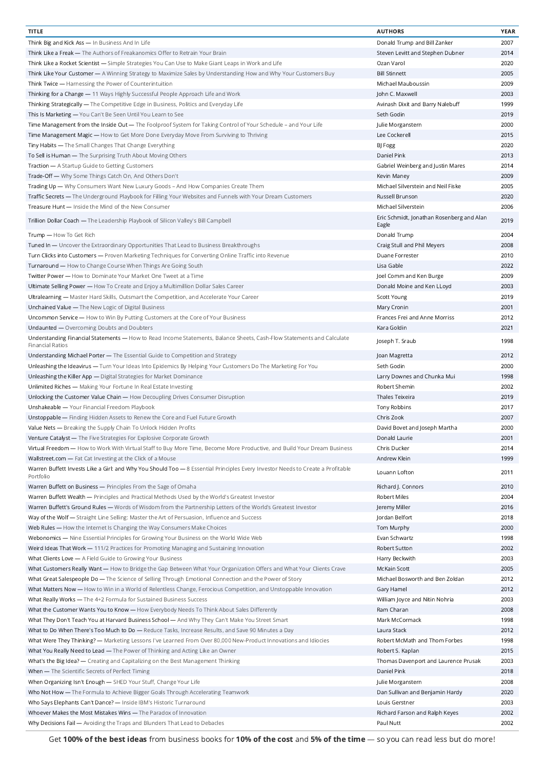| TITLE | AUTHORS | YEAR |
| --- | --- | --- |
| Think Big and Kick Ass — In Business And In Life | Donald Trump and Bill Zanker | 2007 |
| Think Like a Freak — The Authors of Freakanomics Offer to Retrain Your Brain | Steven Levitt and Stephen Dubner | 2014 |
| Think Like a Rocket Scientist — Simple Strategies You Can Use to Make Giant Leaps in Work and Life | Ozan Varol | 2020 |
| Think Like Your Customer — A Winning Strategy to Maximize Sales by Understanding How and Why Your Customers Buy | Bill Stinnett | 2005 |
| Think Twice — Harnessing the Power of Counterintuition | Michael Mauboussin | 2009 |
| Thinking for a Change — 11 Ways Highly Successful People Approach Life and Work | John C. Maxwell | 2003 |
| Thinking Strategically — The Competitive Edge in Business, Politics and Everyday Life | Avinash Dixit and Barry Nalebuff | 1999 |
| This Is Marketing — You Can't Be Seen Until You Learn to See | Seth Godin | 2019 |
| Time Management from the Inside Out — The Foolproof System for Taking Control of Your Schedule – and Your Life | Julie Morganstern | 2000 |
| Time Management Magic — How to Get More Done Everyday Move From Surviving to Thriving | Lee Cockerell | 2015 |
| Tiny Habits — The Small Changes That Change Everything | BJ Fogg | 2020 |
| To Sell is Human — The Surprising Truth About Moving Others | Daniel Pink | 2013 |
| Traction — A Startup Guide to Getting Customers | Gabriel Weinberg and Justin Mares | 2014 |
| Trade-Off — Why Some Things Catch On, And Others Don't | Kevin Maney | 2009 |
| Trading Up — Why Consumers Want New Luxury Goods – And How Companies Create Them | Michael Silverstein and Neil Fiske | 2005 |
| Traffic Secrets — The Underground Playbook for Filling Your Websites and Funnels with Your Dream Customers | Russell Brunson | 2020 |
| Treasure Hunt — Inside the Mind of the New Consumer | Michael Silverstein | 2006 |
| Trillion Dollar Coach — The Leadership Playbook of Silicon Valley's Bill Campbell | Eric Schmidt, Jonathan Rosenberg and Alan Eagle | 2019 |
| Trump — How To Get Rich | Donald Trump | 2004 |
| Tuned In — Uncover the Extraordinary Opportunities That Lead to Business Breakthroughs | Craig Stull and Phil Meyers | 2008 |
| Turn Clicks into Customers — Proven Marketing Techniques for Converting Online Traffic into Revenue | Duane Forrester | 2010 |
| Turnaround — How to Change Course When Things Are Going South | Lisa Gable | 2022 |
| Twitter Power — How to Dominate Your Market One Tweet at a Time | Joel Comm and Ken Burge | 2009 |
| Ultimate Selling Power — How To Create and Enjoy a Multimillion Dollar Sales Career | Donald Moine and Ken LLoyd | 2003 |
| Ultralearning — Master Hard Skills, Outsmart the Competition, and Accelerate Your Career | Scott Young | 2019 |
| Unchained Value — The New Logic of Digital Business | Mary Cronin | 2001 |
| Uncommon Service — How to Win By Putting Customers at the Core of Your Business | Frances Frei and Anne Morriss | 2012 |
| Undaunted — Overcoming Doubts and Doubters | Kara Goldin | 2021 |
| Understanding Financial Statements — How to Read Income Statements, Balance Sheets, Cash-Flow Statements and Calculate Financial Ratios | Joseph T. Sraub | 1998 |
| Understanding Michael Porter — The Essential Guide to Competition and Strategy | Joan Magretta | 2012 |
| Unleashing the Ideavirus — Turn Your Ideas Into Epidemics By Helping Your Customers Do The Marketing For You | Seth Godin | 2000 |
| Unleashing the Killer App — Digital Strategies for Market Dominance | Larry Downes and Chunka Mui | 1998 |
| Unlimited Riches — Making Your Fortune In Real Estate Investing | Robert Shemin | 2002 |
| Unlocking the Customer Value Chain — How Decoupling Drives Consumer Disruption | Thales Teixeira | 2019 |
| Unshakeable — Your Financial Freedom Playbook | Tony Robbins | 2017 |
| Unstoppable — Finding Hidden Assets to Renew the Core and Fuel Future Growth | Chris Zook | 2007 |
| Value Nets — Breaking the Supply Chain To Unlock Hidden Profits | David Bovet and Joseph Martha | 2000 |
| Venture Catalyst — The Five Strategies For Explosive Corporate Growth | Donald Laurie | 2001 |
| Virtual Freedom — How to Work With Virtual Staff to Buy More Time, Become More Productive, and Build Your Dream Business | Chris Ducker | 2014 |
| Wallstreet.com — Fat Cat Investing at the Click of a Mouse | Andrew Klein | 1999 |
| Warren Buffett Invests Like a Girl: and Why You Should Too — 8 Essential Principles Every Investor Needs to Create a Profitable Portfolio | Louann Lofton | 2011 |
| Warren Buffett on Business — Principles From the Sage of Omaha | Richard J. Connors | 2010 |
| Warren Buffett Wealth — Principles and Practical Methods Used by the World's Greatest Investor | Robert Miles | 2004 |
| Warren Buffett's Ground Rules — Words of Wisdom from the Partnership Letters of the World's Greatest Investor | Jeremy Miller | 2016 |
| Way of the Wolf — Straight Line Selling: Master the Art of Persuasion, Influence and Success | Jordan Belfort | 2018 |
| Web Rules — How the Internet Is Changing the Way Consumers Make Choices | Tom Murphy | 2000 |
| Webonomics — Nine Essential Principles for Growing Your Business on the World Wide Web | Evan Schwartz | 1998 |
| Weird Ideas That Work — 111/2 Practices for Promoting Managing and Sustaining Innovation | Robert Sutton | 2002 |
| What Clients Love — A Field Guide to Growing Your Business | Harry Beckwith | 2003 |
| What Customers Really Want — How to Bridge the Gap Between What Your Organization Offers and What Your Clients Crave | McKain Scott | 2005 |
| What Great Salespeople Do — The Science of Selling Through Emotional Connection and the Power of Story | Michael Bosworth and Ben Zoldan | 2012 |
| What Matters Now — How to Win in a World of Relentless Change, Ferocious Competition, and Unstoppable Innovation | Gary Hamel | 2012 |
| What Really Works — The 4+2 Formula for Sustained Business Success | William Joyce and Nitin Nohria | 2003 |
| What the Customer Wants You to Know — How Everybody Needs To Think About Sales Differently | Ram Charan | 2008 |
| What They Don't Teach You at Harvard Business School — And Why They Can't Make You Street Smart | Mark McCormack | 1998 |
| What to Do When There's Too Much to Do — Reduce Tasks, Increase Results, and Save 90 Minutes a Day | Laura Stack | 2012 |
| What Were They Thinking? — Marketing Lessons I've Learned From Over 80,000 New-Product Innovations and Idiocies | Robert McMath and Thom Forbes | 1998 |
| What You Really Need to Lead — The Power of Thinking and Acting Like an Owner | Robert S. Kaplan | 2015 |
| What's the Big Idea? — Creating and Capitalizing on the Best Management Thinking | Thomas Davenport and Laurence Prusak | 2003 |
| When — The Scientific Secrets of Perfect Timing | Daniel Pink | 2018 |
| When Organizing Isn't Enough — SHED Your Stuff, Change Your Life | Julie Morganstern | 2008 |
| Who Not How — The Formula to Achieve Bigger Goals Through Accelerating Teamwork | Dan Sullivan and Benjamin Hardy | 2020 |
| Who Says Elephants Can't Dance? — Inside IBM's Historic Turnaround | Louis Gerstner | 2003 |
| Whoever Makes the Most Mistakes Wins — The Paradox of Innovation | Richard Farson and Ralph Keyes | 2002 |
| Why Decisions Fail — Avoiding the Traps and Blunders That Lead to Debacles | Paul Nutt | 2002 |

Get **100% of the best ideas** from business books for **10% of the cost** and **5% of the time** — so you can read less but do more!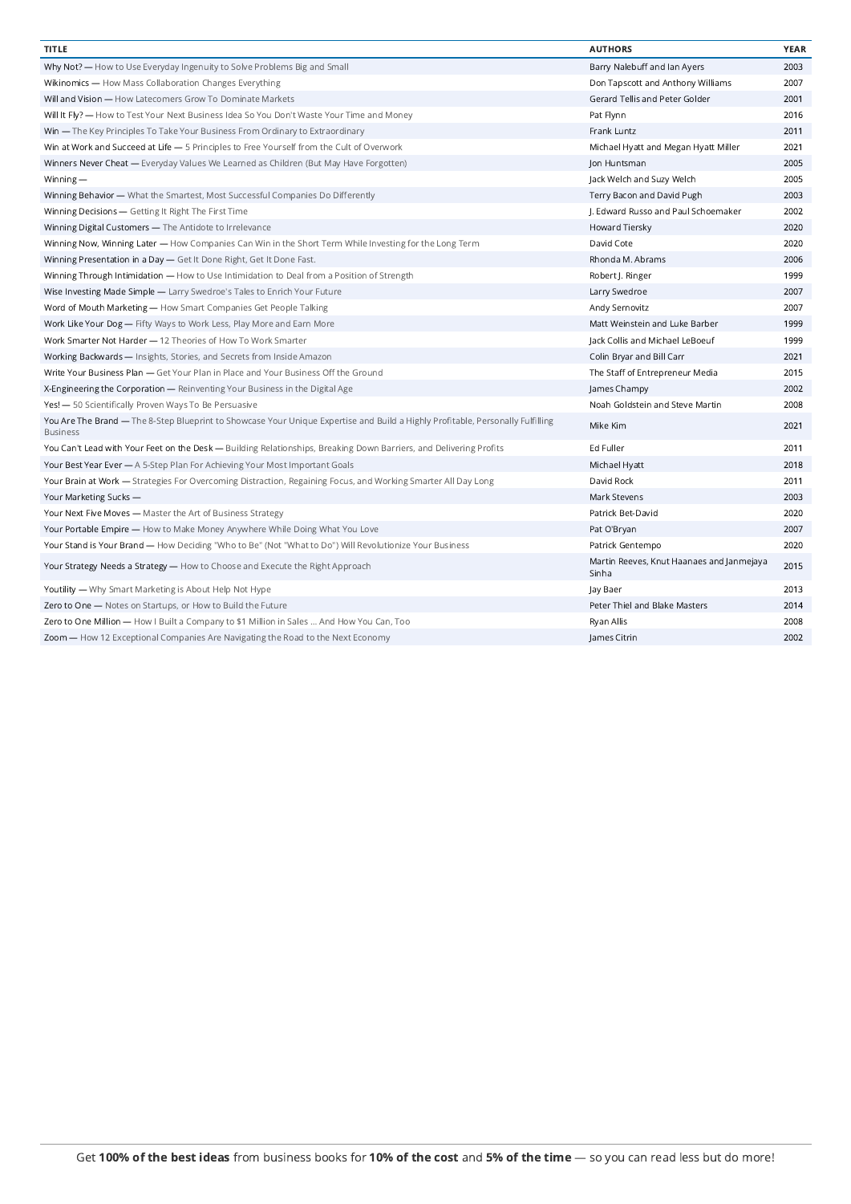| TITLE | AUTHORS | YEAR |
|---|---|---|
| Why Not? — How to Use Everyday Ingenuity to Solve Problems Big and Small | Barry Nalebuff and Ian Ayers | 2003 |
| Wikinomics — How Mass Collaboration Changes Everything | Don Tapscott and Anthony Williams | 2007 |
| Will and Vision — How Latecomers Grow To Dominate Markets | Gerard Tellis and Peter Golder | 2001 |
| Will It Fly? — How to Test Your Next Business Idea So You Don't Waste Your Time and Money | Pat Flynn | 2016 |
| Win — The Key Principles To Take Your Business From Ordinary to Extraordinary | Frank Luntz | 2011 |
| Win at Work and Succeed at Life — 5 Principles to Free Yourself from the Cult of Overwork | Michael Hyatt and Megan Hyatt Miller | 2021 |
| Winners Never Cheat — Everyday Values We Learned as Children (But May Have Forgotten) | Jon Huntsman | 2005 |
| Winning — | Jack Welch and Suzy Welch | 2005 |
| Winning Behavior — What the Smartest, Most Successful Companies Do Differently | Terry Bacon and David Pugh | 2003 |
| Winning Decisions — Getting It Right The First Time | J. Edward Russo and Paul Schoemaker | 2002 |
| Winning Digital Customers — The Antidote to Irrelevance | Howard Tiersky | 2020 |
| Winning Now, Winning Later — How Companies Can Win in the Short Term While Investing for the Long Term | David Cote | 2020 |
| Winning Presentation in a Day — Get It Done Right, Get It Done Fast. | Rhonda M. Abrams | 2006 |
| Winning Through Intimidation — How to Use Intimidation to Deal from a Position of Strength | Robert J. Ringer | 1999 |
| Wise Investing Made Simple — Larry Swedroe's Tales to Enrich Your Future | Larry Swedroe | 2007 |
| Word of Mouth Marketing — How Smart Companies Get People Talking | Andy Sernovitz | 2007 |
| Work Like Your Dog — Fifty Ways to Work Less, Play More and Earn More | Matt Weinstein and Luke Barber | 1999 |
| Work Smarter Not Harder — 12 Theories of How To Work Smarter | Jack Collis and Michael LeBoeuf | 1999 |
| Working Backwards — Insights, Stories, and Secrets from Inside Amazon | Colin Bryar and Bill Carr | 2021 |
| Write Your Business Plan — Get Your Plan in Place and Your Business Off the Ground | The Staff of Entrepreneur Media | 2015 |
| X-Engineering the Corporation — Reinventing Your Business in the Digital Age | James Champy | 2002 |
| Yes! — 50 Scientifically Proven Ways To Be Persuasive | Noah Goldstein and Steve Martin | 2008 |
| You Are The Brand — The 8-Step Blueprint to Showcase Your Unique Expertise and Build a Highly Profitable, Personally Fulfilling Business | Mike Kim | 2021 |
| You Can't Lead with Your Feet on the Desk — Building Relationships, Breaking Down Barriers, and Delivering Profits | Ed Fuller | 2011 |
| Your Best Year Ever — A 5-Step Plan For Achieving Your Most Important Goals | Michael Hyatt | 2018 |
| Your Brain at Work — Strategies For Overcoming Distraction, Regaining Focus, and Working Smarter All Day Long | David Rock | 2011 |
| Your Marketing Sucks — | Mark Stevens | 2003 |
| Your Next Five Moves — Master the Art of Business Strategy | Patrick Bet-David | 2020 |
| Your Portable Empire — How to Make Money Anywhere While Doing What You Love | Pat O'Bryan | 2007 |
| Your Stand is Your Brand — How Deciding "Who to Be" (Not "What to Do") Will Revolutionize Your Business | Patrick Gentempo | 2020 |
| Your Strategy Needs a Strategy — How to Choose and Execute the Right Approach | Martin Reeves, Knut Haanaes and Janmejaya Sinha | 2015 |
| Youtility — Why Smart Marketing is About Help Not Hype | Jay Baer | 2013 |
| Zero to One — Notes on Startups, or How to Build the Future | Peter Thiel and Blake Masters | 2014 |
| Zero to One Million — How I Built a Company to $1 Million in Sales ... And How You Can, Too | Ryan Allis | 2008 |
| Zoom — How 12 Exceptional Companies Are Navigating the Road to the Next Economy | James Citrin | 2002 |